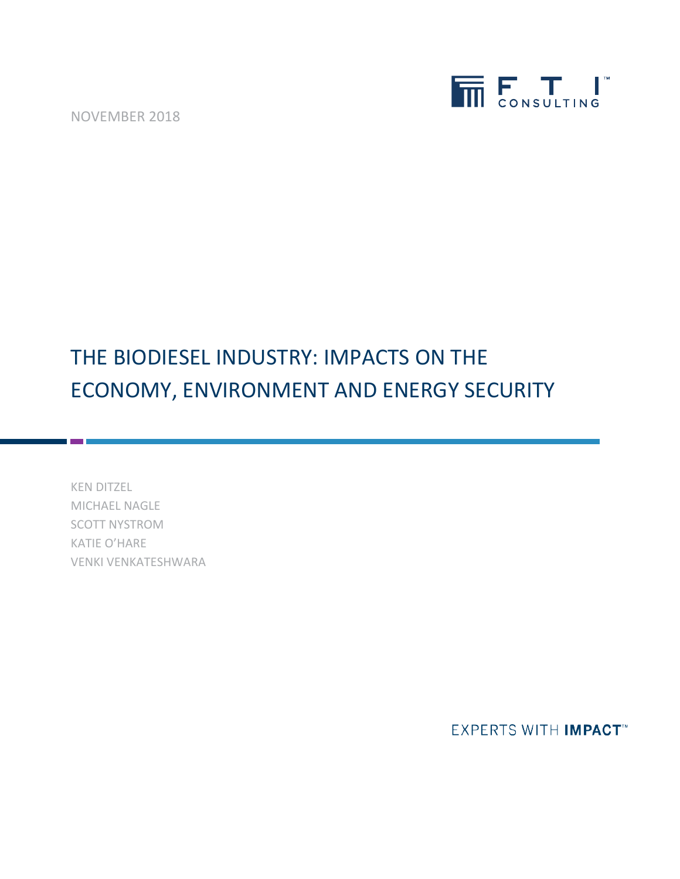NOVEMBER 2018

FTI CONSULTING

# THE BIODIESEL INDUSTRY: IMPACTS ON THE ECONOMY, ENVIRONMENT AND ENERGY SECURITY

KEN DITZEL
MICHAEL NAGLE
SCOTT NYSTROM
KATIE O'HARE
VENKI VENKATESHWARA

EXPERTS WITH **IMPACT**™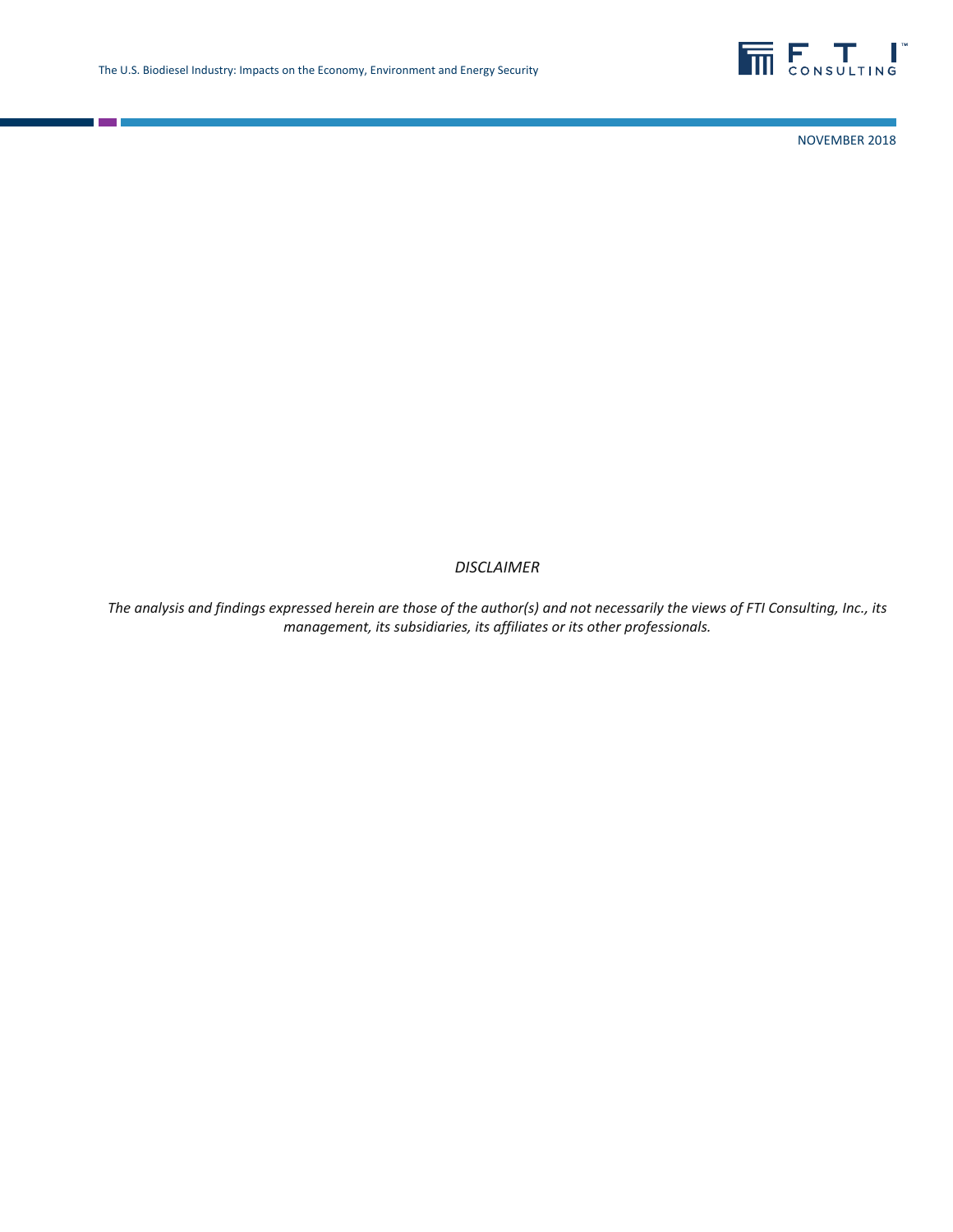*DISCLAIMER*

*The analysis and findings expressed herein are those of the author(s) and not necessarily the views of FTI Consulting, Inc., its management, its subsidiaries, its affiliates or its other professionals.*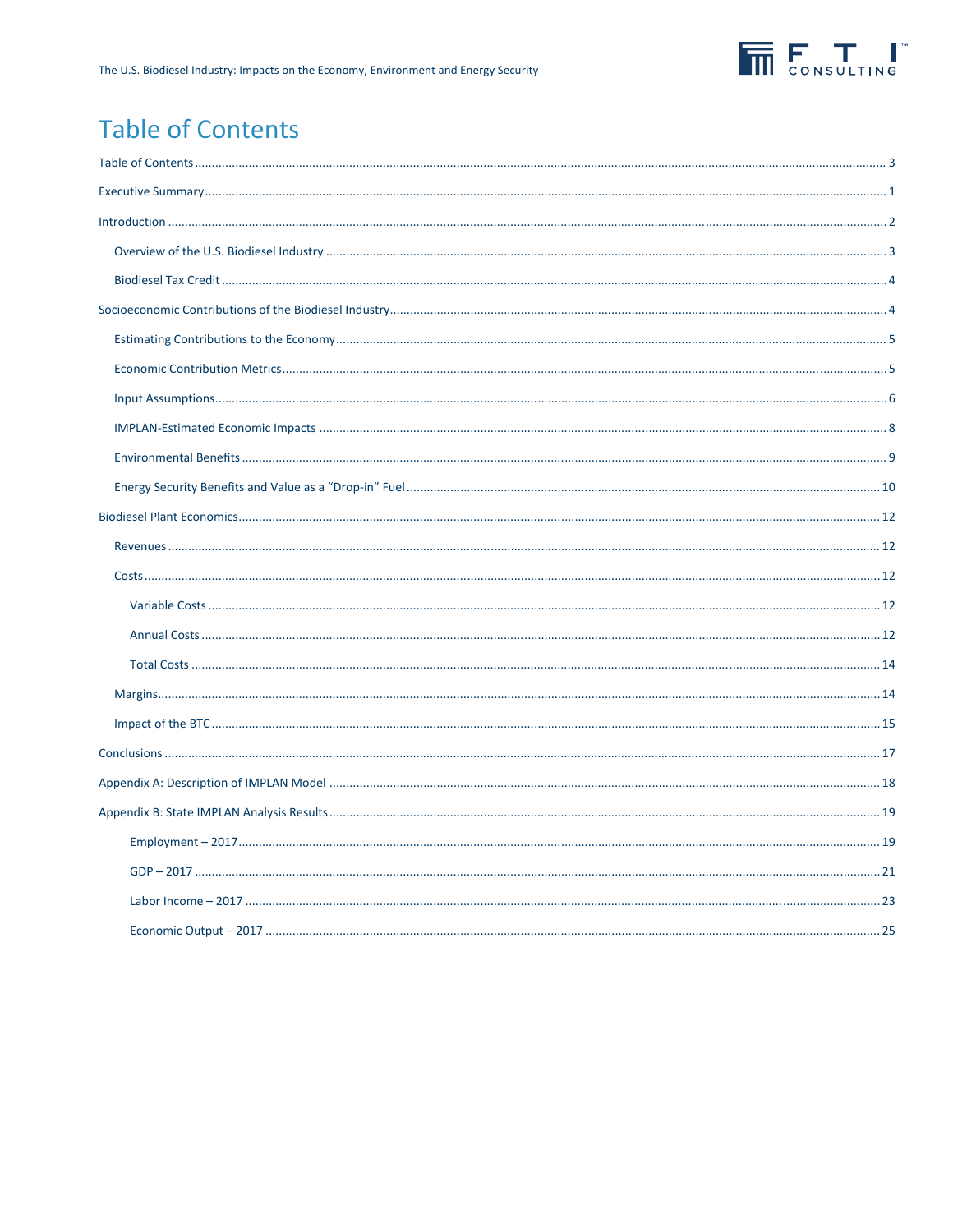# Table of Contents

Table of Contents ........................................................................................................................................................................ 3

Executive Summary ....................................................................................................................................................................... 1

Introduction ................................................................................................................................................................................. 2

- Overview of the U.S. Biodiesel Industry ................................................................................................................................. 3
- Biodiesel Tax Credit ................................................................................................................................................................ 4

Socioeconomic Contributions of the Biodiesel Industry ............................................................................................................... 4

- Estimating Contributions to the Economy .............................................................................................................................. 5
- Economic Contribution Metrics .............................................................................................................................................. 5
- Input Assumptions .................................................................................................................................................................. 6
- IMPLAN-Estimated Economic Impacts ................................................................................................................................... 8
- Environmental Benefits .......................................................................................................................................................... 9
- Energy Security Benefits and Value as a "Drop-in" Fuel ....................................................................................................... 10

Biodiesel Plant Economics .......................................................................................................................................................... 12

- Revenues .............................................................................................................................................................................. 12
- Costs ...................................................................................................................................................................................... 12
  - Variable Costs ................................................................................................................................................................... 12
  - Annual Costs ..................................................................................................................................................................... 12
  - Total Costs ........................................................................................................................................................................ 14
- Margins .................................................................................................................................................................................. 14
- Impact of the BTC .................................................................................................................................................................. 15

Conclusions ................................................................................................................................................................................. 17

Appendix A: Description of IMPLAN Model ................................................................................................................................ 18

Appendix B: State IMPLAN Analysis Results ............................................................................................................................... 19

- Employment – 2017 ............................................................................................................................................................... 19
- GDP – 2017 ............................................................................................................................................................................ 21
- Labor Income – 2017 ............................................................................................................................................................. 23
- Economic Output – 2017 ....................................................................................................................................................... 25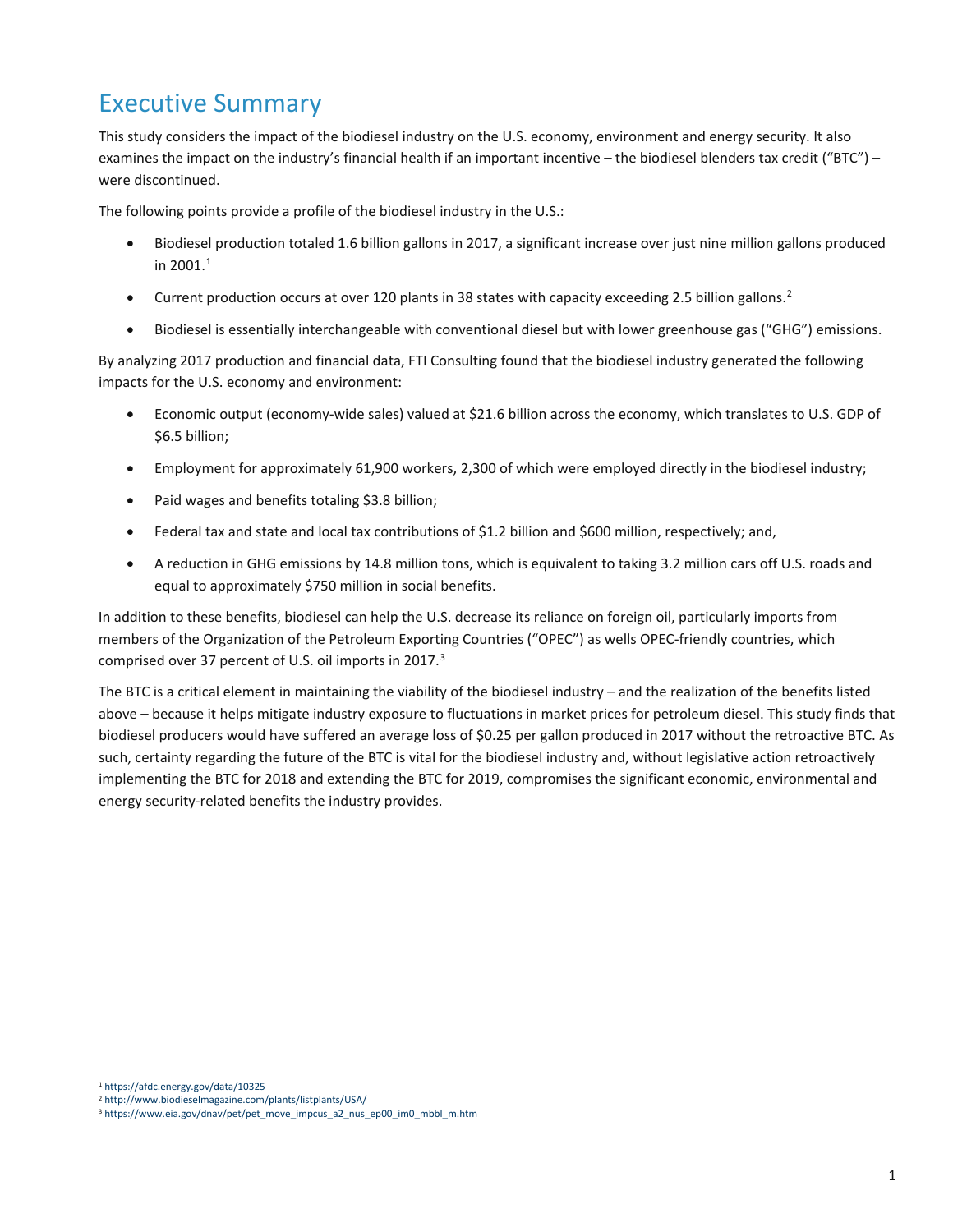# Executive Summary

This study considers the impact of the biodiesel industry on the U.S. economy, environment and energy security. It also examines the impact on the industry's financial health if an important incentive – the biodiesel blenders tax credit ("BTC") – were discontinued.

The following points provide a profile of the biodiesel industry in the U.S.:

- Biodiesel production totaled 1.6 billion gallons in 2017, a significant increase over just nine million gallons produced in 2001.[1]
- Current production occurs at over 120 plants in 38 states with capacity exceeding 2.5 billion gallons.[2]
- Biodiesel is essentially interchangeable with conventional diesel but with lower greenhouse gas ("GHG") emissions.

By analyzing 2017 production and financial data, FTI Consulting found that the biodiesel industry generated the following impacts for the U.S. economy and environment:

- Economic output (economy-wide sales) valued at $21.6 billion across the economy, which translates to U.S. GDP of $6.5 billion;
- Employment for approximately 61,900 workers, 2,300 of which were employed directly in the biodiesel industry;
- Paid wages and benefits totaling $3.8 billion;
- Federal tax and state and local tax contributions of $1.2 billion and $600 million, respectively; and,
- A reduction in GHG emissions by 14.8 million tons, which is equivalent to taking 3.2 million cars off U.S. roads and equal to approximately $750 million in social benefits.

In addition to these benefits, biodiesel can help the U.S. decrease its reliance on foreign oil, particularly imports from members of the Organization of the Petroleum Exporting Countries ("OPEC") as wells OPEC-friendly countries, which comprised over 37 percent of U.S. oil imports in 2017.[3]

The BTC is a critical element in maintaining the viability of the biodiesel industry – and the realization of the benefits listed above – because it helps mitigate industry exposure to fluctuations in market prices for petroleum diesel. This study finds that biodiesel producers would have suffered an average loss of $0.25 per gallon produced in 2017 without the retroactive BTC. As such, certainty regarding the future of the BTC is vital for the biodiesel industry and, without legislative action retroactively implementing the BTC for 2018 and extending the BTC for 2019, compromises the significant economic, environmental and energy security-related benefits the industry provides.

---

[1] https://afdc.energy.gov/data/10325

[2] http://www.biodieselmagazine.com/plants/listplants/USA/

[3] https://www.eia.gov/dnav/pet/pet_move_impcus_a2_nus_ep00_im0_mbbl_m.htm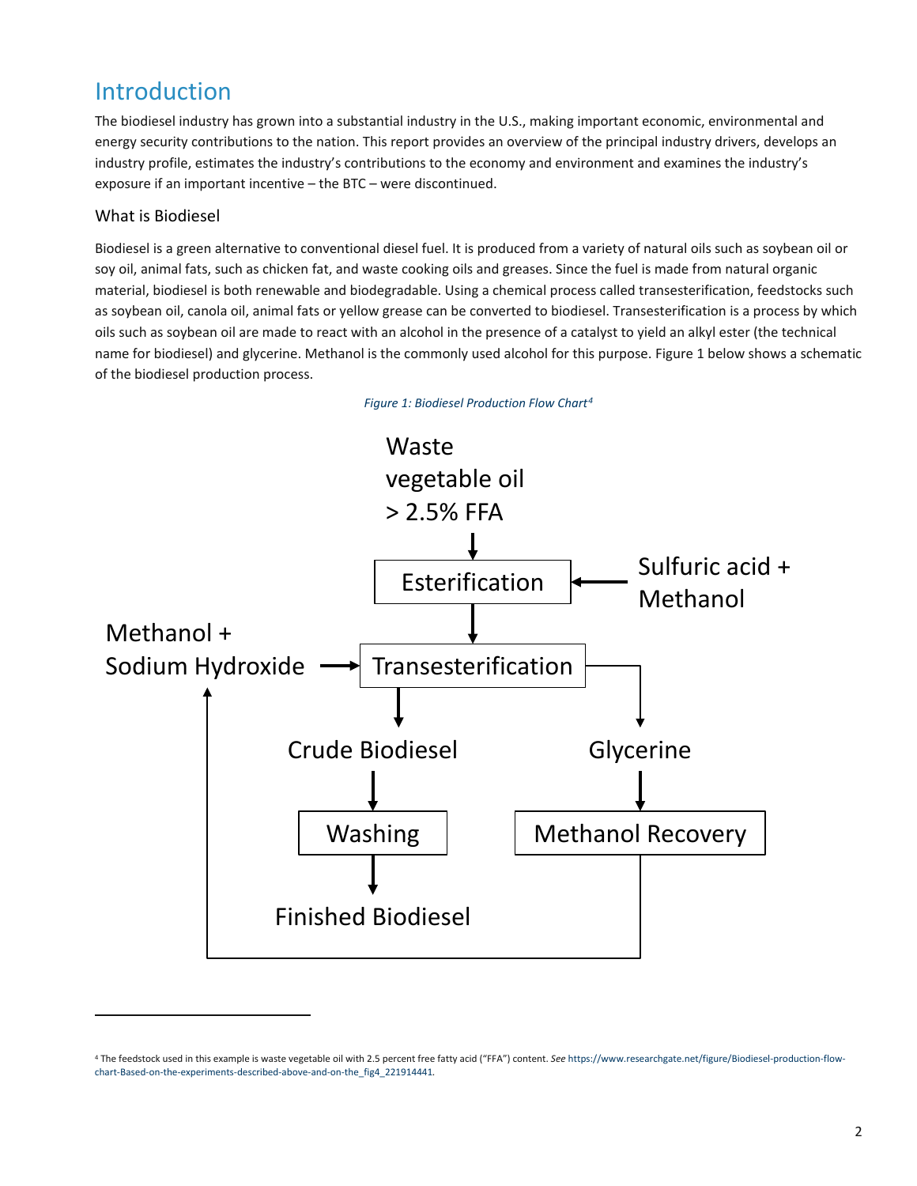# Introduction

The biodiesel industry has grown into a substantial industry in the U.S., making important economic, environmental and energy security contributions to the nation. This report provides an overview of the principal industry drivers, develops an industry profile, estimates the industry's contributions to the economy and environment and examines the industry's exposure if an important incentive – the BTC – were discontinued.

## What is Biodiesel

Biodiesel is a green alternative to conventional diesel fuel. It is produced from a variety of natural oils such as soybean oil or soy oil, animal fats, such as chicken fat, and waste cooking oils and greases. Since the fuel is made from natural organic material, biodiesel is both renewable and biodegradable. Using a chemical process called transesterification, feedstocks such as soybean oil, canola oil, animal fats or yellow grease can be converted to biodiesel. Transesterification is a process by which oils such as soybean oil are made to react with an alcohol in the presence of a catalyst to yield an alkyl ester (the technical name for biodiesel) and glycerine. Methanol is the commonly used alcohol for this purpose. Figure 1 below shows a schematic of the biodiesel production process.

*Figure 1: Biodiesel Production Flow Chart[4]*

Waste vegetable oil > 2.5% FFA

Esterification

Sulfuric acid + Methanol

Methanol + Sodium Hydroxide

Transesterification

Crude Biodiesel

Glycerine

Washing

Methanol Recovery

Finished Biodiesel

[4] The feedstock used in this example is waste vegetable oil with 2.5 percent free fatty acid ("FFA") content. *See* https://www.researchgate.net/figure/Biodiesel-production-flow-chart-Based-on-the-experiments-described-above-and-on-the_fig4_221914441.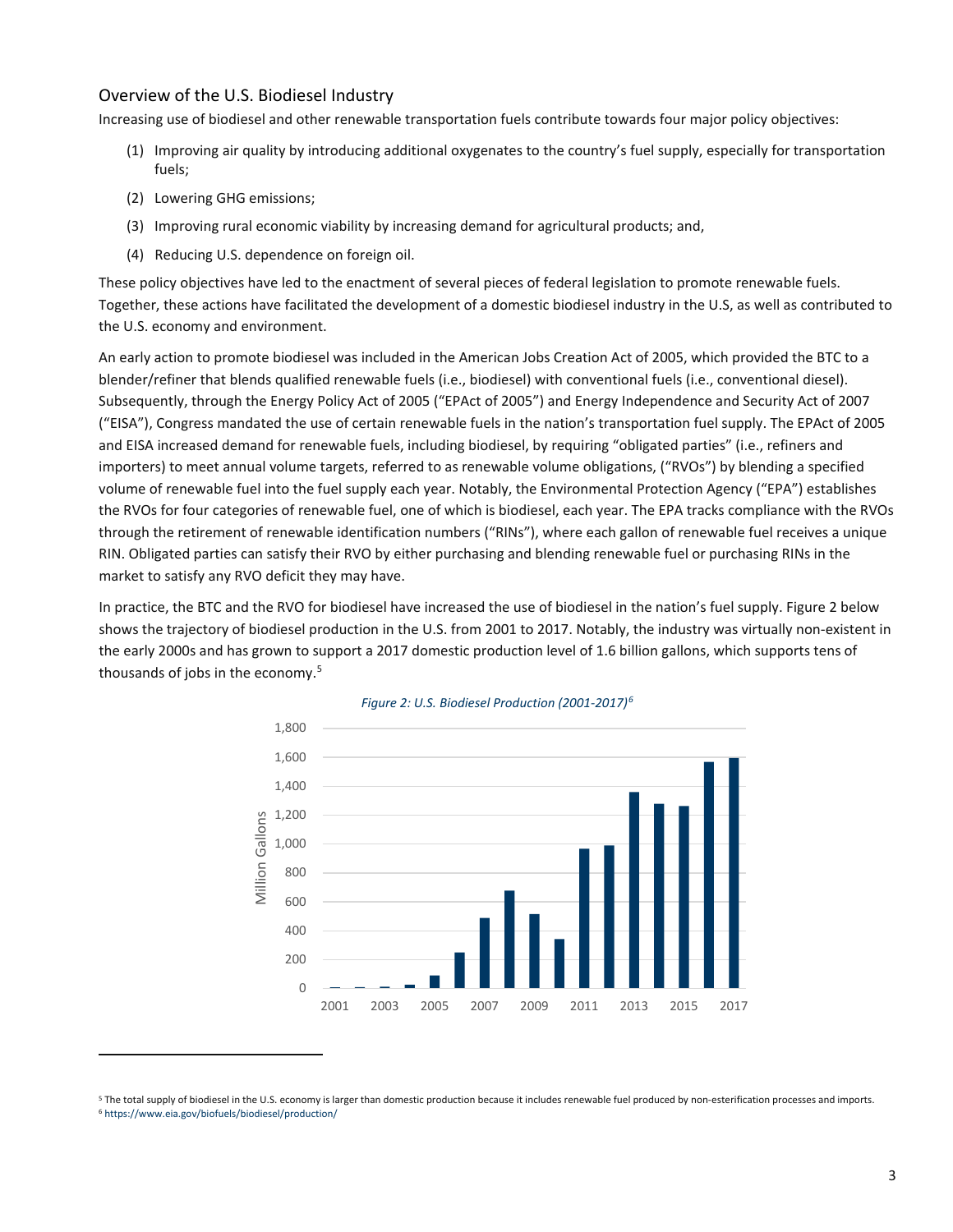## Overview of the U.S. Biodiesel Industry

Increasing use of biodiesel and other renewable transportation fuels contribute towards four major policy objectives:

(1) Improving air quality by introducing additional oxygenates to the country's fuel supply, especially for transportation fuels;

(2) Lowering GHG emissions;

(3) Improving rural economic viability by increasing demand for agricultural products; and,

(4) Reducing U.S. dependence on foreign oil.

These policy objectives have led to the enactment of several pieces of federal legislation to promote renewable fuels. Together, these actions have facilitated the development of a domestic biodiesel industry in the U.S, as well as contributed to the U.S. economy and environment.

An early action to promote biodiesel was included in the American Jobs Creation Act of 2005, which provided the BTC to a blender/refiner that blends qualified renewable fuels (i.e., biodiesel) with conventional fuels (i.e., conventional diesel). Subsequently, through the Energy Policy Act of 2005 ("EPAct of 2005") and Energy Independence and Security Act of 2007 ("EISA"), Congress mandated the use of certain renewable fuels in the nation's transportation fuel supply. The EPAct of 2005 and EISA increased demand for renewable fuels, including biodiesel, by requiring "obligated parties" (i.e., refiners and importers) to meet annual volume targets, referred to as renewable volume obligations, ("RVOs") by blending a specified volume of renewable fuel into the fuel supply each year. Notably, the Environmental Protection Agency ("EPA") establishes the RVOs for four categories of renewable fuel, one of which is biodiesel, each year. The EPA tracks compliance with the RVOs through the retirement of renewable identification numbers ("RINs"), where each gallon of renewable fuel receives a unique RIN. Obligated parties can satisfy their RVO by either purchasing and blending renewable fuel or purchasing RINs in the market to satisfy any RVO deficit they may have.

In practice, the BTC and the RVO for biodiesel have increased the use of biodiesel in the nation's fuel supply. Figure 2 below shows the trajectory of biodiesel production in the U.S. from 2001 to 2017. Notably, the industry was virtually non-existent in the early 2000s and has grown to support a 2017 domestic production level of 1.6 billion gallons, which supports tens of thousands of jobs in the economy.[5]

*Figure 2: U.S. Biodiesel Production (2001-2017)*[6]

[5] The total supply of biodiesel in the U.S. economy is larger than domestic production because it includes renewable fuel produced by non-esterification processes and imports.

[6] https://www.eia.gov/biofuels/biodiesel/production/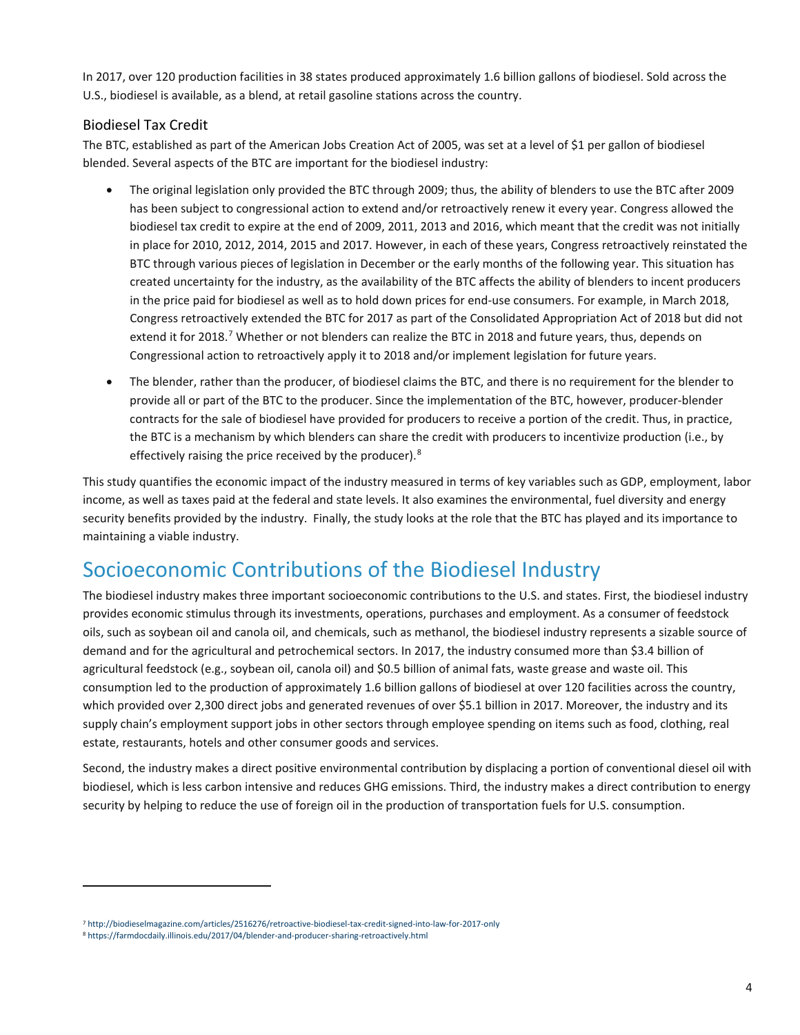In 2017, over 120 production facilities in 38 states produced approximately 1.6 billion gallons of biodiesel. Sold across the U.S., biodiesel is available, as a blend, at retail gasoline stations across the country.

### Biodiesel Tax Credit

The BTC, established as part of the American Jobs Creation Act of 2005, was set at a level of $1 per gallon of biodiesel blended. Several aspects of the BTC are important for the biodiesel industry:

- The original legislation only provided the BTC through 2009; thus, the ability of blenders to use the BTC after 2009 has been subject to congressional action to extend and/or retroactively renew it every year. Congress allowed the biodiesel tax credit to expire at the end of 2009, 2011, 2013 and 2016, which meant that the credit was not initially in place for 2010, 2012, 2014, 2015 and 2017. However, in each of these years, Congress retroactively reinstated the BTC through various pieces of legislation in December or the early months of the following year. This situation has created uncertainty for the industry, as the availability of the BTC affects the ability of blenders to incent producers in the price paid for biodiesel as well as to hold down prices for end-use consumers. For example, in March 2018, Congress retroactively extended the BTC for 2017 as part of the Consolidated Appropriation Act of 2018 but did not extend it for 2018.[7] Whether or not blenders can realize the BTC in 2018 and future years, thus, depends on Congressional action to retroactively apply it to 2018 and/or implement legislation for future years.
- The blender, rather than the producer, of biodiesel claims the BTC, and there is no requirement for the blender to provide all or part of the BTC to the producer. Since the implementation of the BTC, however, producer-blender contracts for the sale of biodiesel have provided for producers to receive a portion of the credit. Thus, in practice, the BTC is a mechanism by which blenders can share the credit with producers to incentivize production (i.e., by effectively raising the price received by the producer).[8]

This study quantifies the economic impact of the industry measured in terms of key variables such as GDP, employment, labor income, as well as taxes paid at the federal and state levels. It also examines the environmental, fuel diversity and energy security benefits provided by the industry. Finally, the study looks at the role that the BTC has played and its importance to maintaining a viable industry.

## Socioeconomic Contributions of the Biodiesel Industry

The biodiesel industry makes three important socioeconomic contributions to the U.S. and states. First, the biodiesel industry provides economic stimulus through its investments, operations, purchases and employment. As a consumer of feedstock oils, such as soybean oil and canola oil, and chemicals, such as methanol, the biodiesel industry represents a sizable source of demand and for the agricultural and petrochemical sectors. In 2017, the industry consumed more than $3.4 billion of agricultural feedstock (e.g., soybean oil, canola oil) and $0.5 billion of animal fats, waste grease and waste oil. This consumption led to the production of approximately 1.6 billion gallons of biodiesel at over 120 facilities across the country, which provided over 2,300 direct jobs and generated revenues of over $5.1 billion in 2017. Moreover, the industry and its supply chain's employment support jobs in other sectors through employee spending on items such as food, clothing, real estate, restaurants, hotels and other consumer goods and services.

Second, the industry makes a direct positive environmental contribution by displacing a portion of conventional diesel oil with biodiesel, which is less carbon intensive and reduces GHG emissions. Third, the industry makes a direct contribution to energy security by helping to reduce the use of foreign oil in the production of transportation fuels for U.S. consumption.

[7] http://biodieselmagazine.com/articles/2516276/retroactive-biodiesel-tax-credit-signed-into-law-for-2017-only
[8] https://farmdocdaily.illinois.edu/2017/04/blender-and-producer-sharing-retroactively.html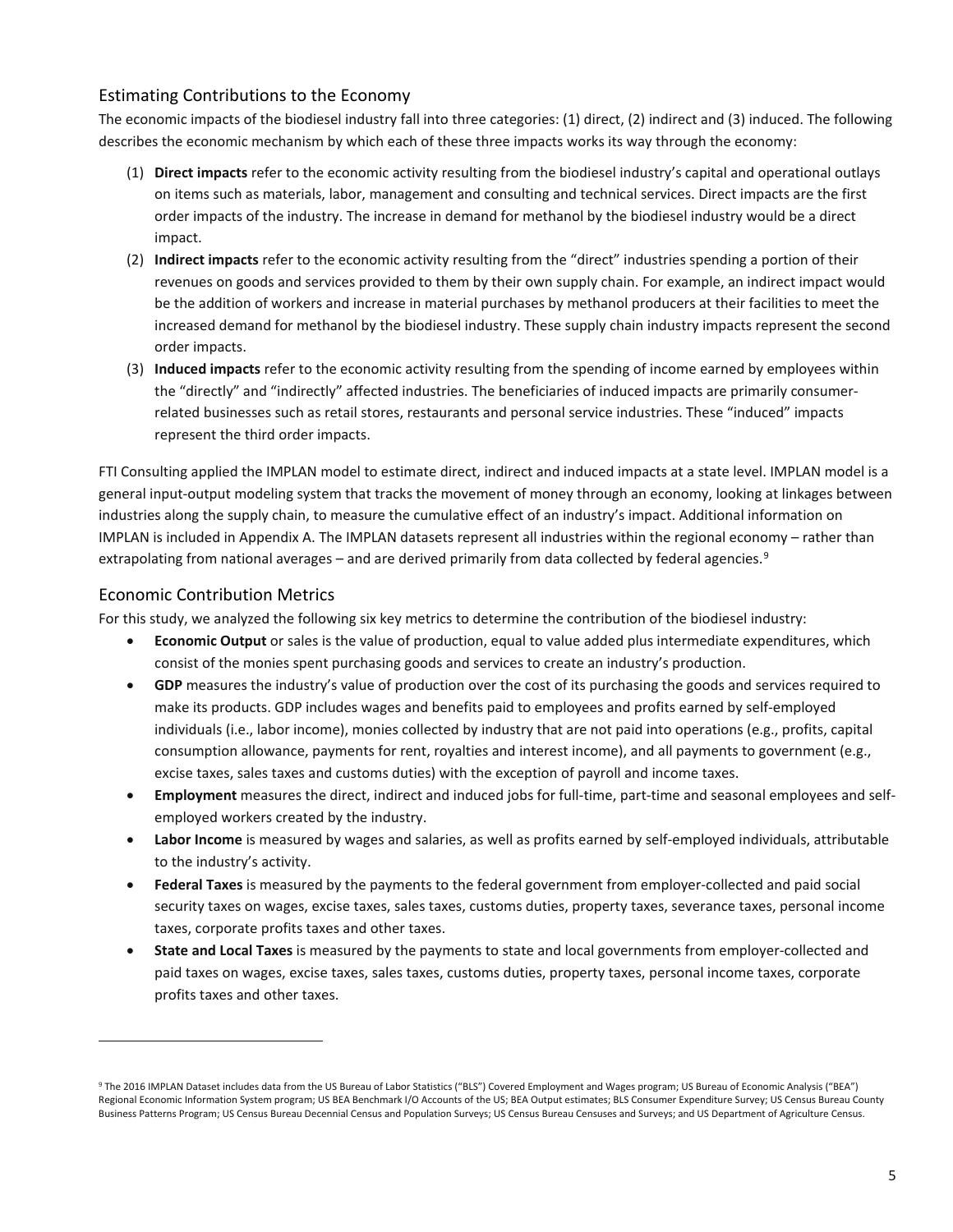## Estimating Contributions to the Economy

The economic impacts of the biodiesel industry fall into three categories: (1) direct, (2) indirect and (3) induced. The following describes the economic mechanism by which each of these three impacts works its way through the economy:

(1) **Direct impacts** refer to the economic activity resulting from the biodiesel industry's capital and operational outlays on items such as materials, labor, management and consulting and technical services. Direct impacts are the first order impacts of the industry. The increase in demand for methanol by the biodiesel industry would be a direct impact.

(2) **Indirect impacts** refer to the economic activity resulting from the "direct" industries spending a portion of their revenues on goods and services provided to them by their own supply chain. For example, an indirect impact would be the addition of workers and increase in material purchases by methanol producers at their facilities to meet the increased demand for methanol by the biodiesel industry. These supply chain industry impacts represent the second order impacts.

(3) **Induced impacts** refer to the economic activity resulting from the spending of income earned by employees within the "directly" and "indirectly" affected industries. The beneficiaries of induced impacts are primarily consumer-related businesses such as retail stores, restaurants and personal service industries. These "induced" impacts represent the third order impacts.

FTI Consulting applied the IMPLAN model to estimate direct, indirect and induced impacts at a state level. IMPLAN model is a general input-output modeling system that tracks the movement of money through an economy, looking at linkages between industries along the supply chain, to measure the cumulative effect of an industry's impact. Additional information on IMPLAN is included in Appendix A. The IMPLAN datasets represent all industries within the regional economy – rather than extrapolating from national averages – and are derived primarily from data collected by federal agencies.[9]

## Economic Contribution Metrics

For this study, we analyzed the following six key metrics to determine the contribution of the biodiesel industry:

- **Economic Output** or sales is the value of production, equal to value added plus intermediate expenditures, which consist of the monies spent purchasing goods and services to create an industry's production.
- **GDP** measures the industry's value of production over the cost of its purchasing the goods and services required to make its products. GDP includes wages and benefits paid to employees and profits earned by self-employed individuals (i.e., labor income), monies collected by industry that are not paid into operations (e.g., profits, capital consumption allowance, payments for rent, royalties and interest income), and all payments to government (e.g., excise taxes, sales taxes and customs duties) with the exception of payroll and income taxes.
- **Employment** measures the direct, indirect and induced jobs for full-time, part-time and seasonal employees and self-employed workers created by the industry.
- **Labor Income** is measured by wages and salaries, as well as profits earned by self-employed individuals, attributable to the industry's activity.
- **Federal Taxes** is measured by the payments to the federal government from employer-collected and paid social security taxes on wages, excise taxes, sales taxes, customs duties, property taxes, severance taxes, personal income taxes, corporate profits taxes and other taxes.
- **State and Local Taxes** is measured by the payments to state and local governments from employer-collected and paid taxes on wages, excise taxes, sales taxes, customs duties, property taxes, personal income taxes, corporate profits taxes and other taxes.

---

[9] The 2016 IMPLAN Dataset includes data from the US Bureau of Labor Statistics ("BLS") Covered Employment and Wages program; US Bureau of Economic Analysis ("BEA") Regional Economic Information System program; US BEA Benchmark I/O Accounts of the US; BEA Output estimates; BLS Consumer Expenditure Survey; US Census Bureau County Business Patterns Program; US Census Bureau Decennial Census and Population Surveys; US Census Bureau Censuses and Surveys; and US Department of Agriculture Census.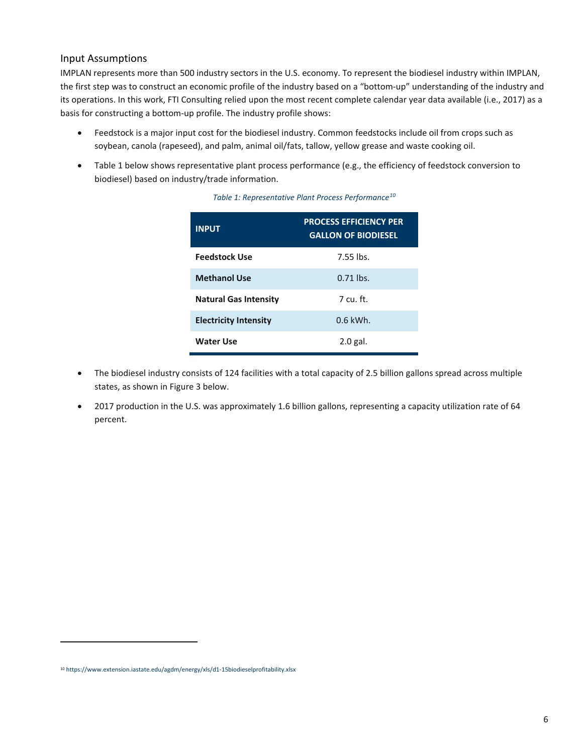## Input Assumptions

IMPLAN represents more than 500 industry sectors in the U.S. economy. To represent the biodiesel industry within IMPLAN, the first step was to construct an economic profile of the industry based on a "bottom-up" understanding of the industry and its operations. In this work, FTI Consulting relied upon the most recent complete calendar year data available (i.e., 2017) as a basis for constructing a bottom-up profile. The industry profile shows:

- Feedstock is a major input cost for the biodiesel industry. Common feedstocks include oil from crops such as soybean, canola (rapeseed), and palm, animal oil/fats, tallow, yellow grease and waste cooking oil.
- Table 1 below shows representative plant process performance (e.g., the efficiency of feedstock conversion to biodiesel) based on industry/trade information.

*Table 1: Representative Plant Process Performance*[10]

| INPUT | PROCESS EFFICIENCY PER GALLON OF BIODIESEL |
|---|---|
| **Feedstock Use** | 7.55 lbs. |
| **Methanol Use** | 0.71 lbs. |
| **Natural Gas Intensity** | 7 cu. ft. |
| **Electricity Intensity** | 0.6 kWh. |
| **Water Use** | 2.0 gal. |

- The biodiesel industry consists of 124 facilities with a total capacity of 2.5 billion gallons spread across multiple states, as shown in Figure 3 below.
- 2017 production in the U.S. was approximately 1.6 billion gallons, representing a capacity utilization rate of 64 percent.

[10] https://www.extension.iastate.edu/agdm/energy/xls/d1-15biodieselprofitability.xlsx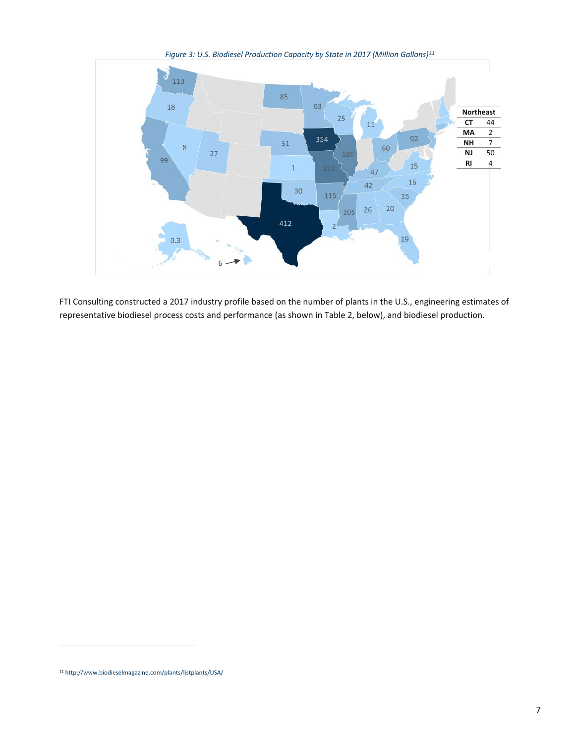*Figure 3: U.S. Biodiesel Production Capacity by State in 2017 (Million Gallons)[11]*

| Northeast | |
|---|---|
| CT | 44 |
| MA | 2 |
| NH | 7 |
| NJ | 50 |
| RI | 4 |

FTI Consulting constructed a 2017 industry profile based on the number of plants in the U.S., engineering estimates of representative biodiesel process costs and performance (as shown in Table 2, below), and biodiesel production.

[11] http://www.biodieselmagazine.com/plants/listplants/USA/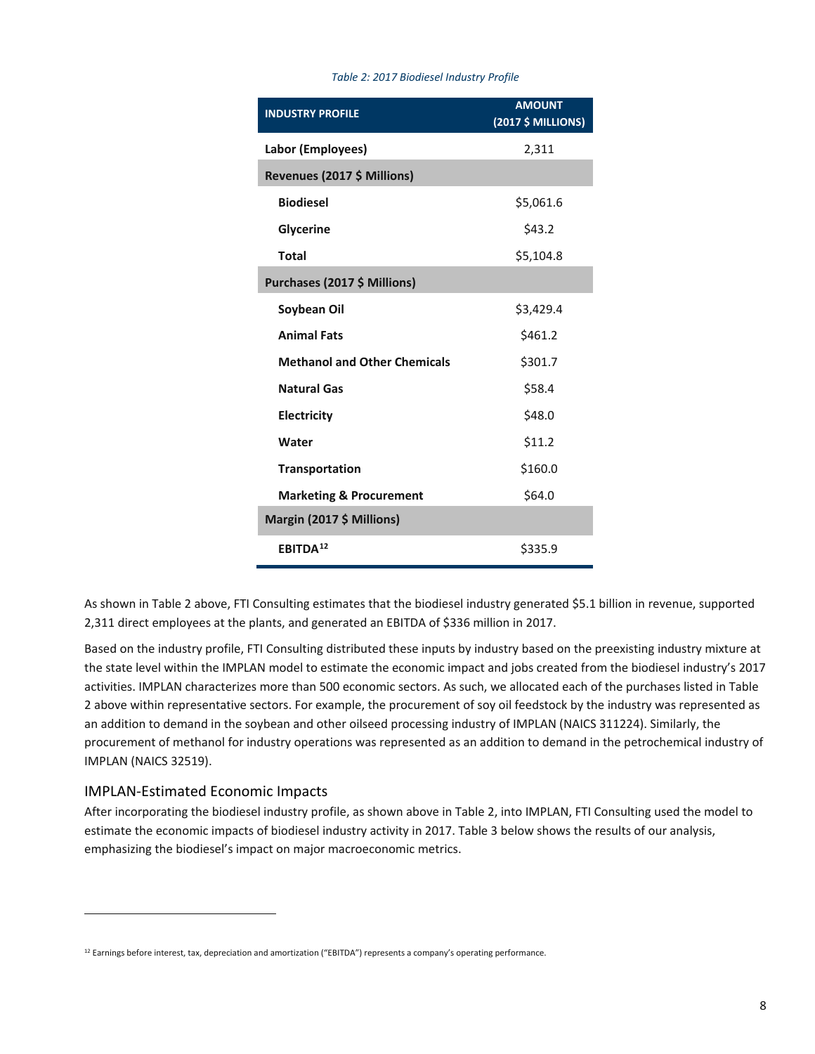*Table 2: 2017 Biodiesel Industry Profile*

| INDUSTRY PROFILE | AMOUNT (2017 $ MILLIONS) |
|---|---|
| **Labor (Employees)** | 2,311 |
| **Revenues (2017 $ Millions)** | |
| **Biodiesel** | $5,061.6 |
| **Glycerine** | $43.2 |
| **Total** | $5,104.8 |
| **Purchases (2017 $ Millions)** | |
| **Soybean Oil** | $3,429.4 |
| **Animal Fats** | $461.2 |
| **Methanol and Other Chemicals** | $301.7 |
| **Natural Gas** | $58.4 |
| **Electricity** | $48.0 |
| **Water** | $11.2 |
| **Transportation** | $160.0 |
| **Marketing & Procurement** | $64.0 |
| **Margin (2017 $ Millions)** | |
| **EBITDA**[12] | $335.9 |

As shown in Table 2 above, FTI Consulting estimates that the biodiesel industry generated $5.1 billion in revenue, supported 2,311 direct employees at the plants, and generated an EBITDA of $336 million in 2017.

Based on the industry profile, FTI Consulting distributed these inputs by industry based on the preexisting industry mixture at the state level within the IMPLAN model to estimate the economic impact and jobs created from the biodiesel industry's 2017 activities. IMPLAN characterizes more than 500 economic sectors. As such, we allocated each of the purchases listed in Table 2 above within representative sectors. For example, the procurement of soy oil feedstock by the industry was represented as an addition to demand in the soybean and other oilseed processing industry of IMPLAN (NAICS 311224). Similarly, the procurement of methanol for industry operations was represented as an addition to demand in the petrochemical industry of IMPLAN (NAICS 32519).

## IMPLAN-Estimated Economic Impacts

After incorporating the biodiesel industry profile, as shown above in Table 2, into IMPLAN, FTI Consulting used the model to estimate the economic impacts of biodiesel industry activity in 2017. Table 3 below shows the results of our analysis, emphasizing the biodiesel's impact on major macroeconomic metrics.

[12] Earnings before interest, tax, depreciation and amortization ("EBITDA") represents a company's operating performance.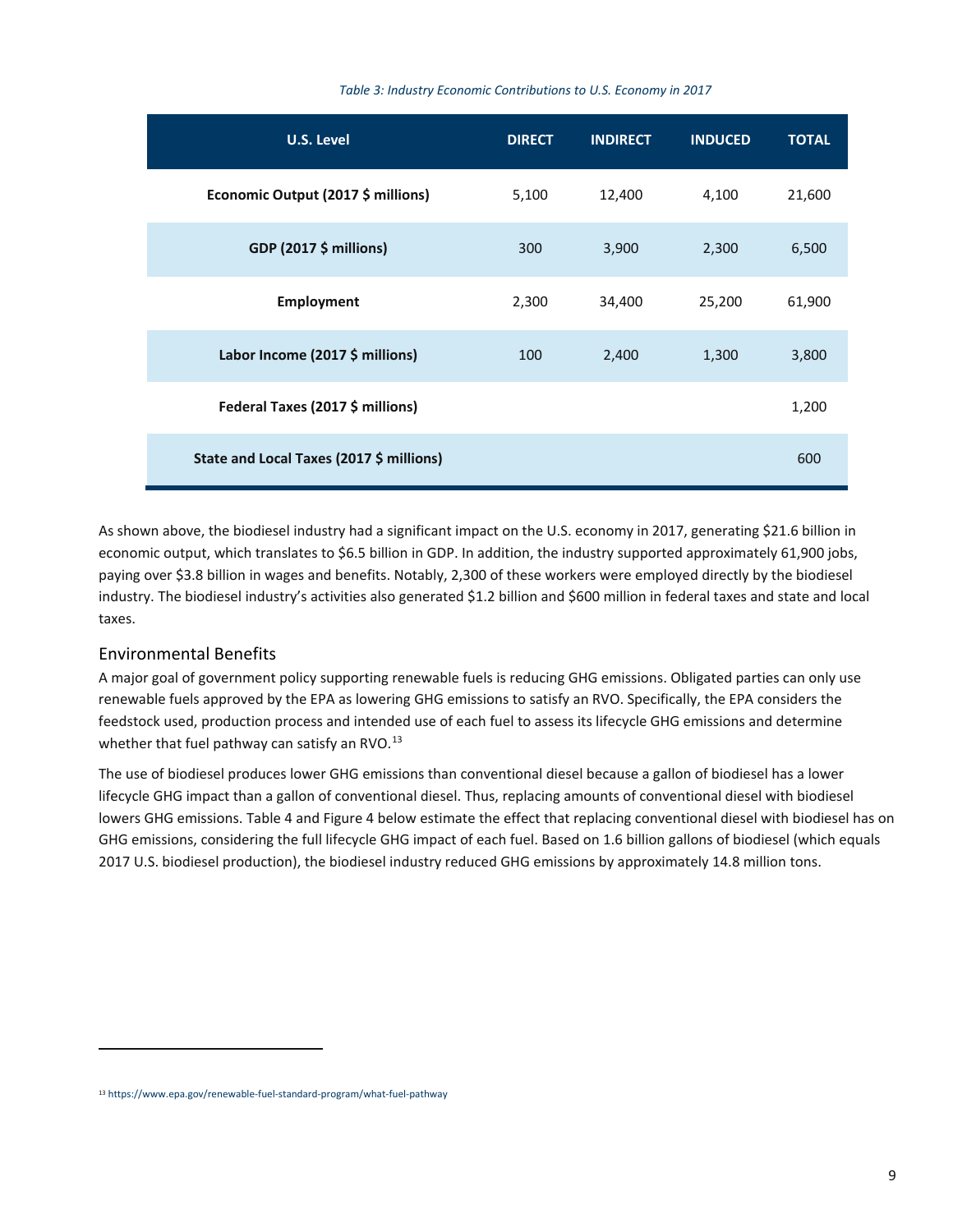*Table 3: Industry Economic Contributions to U.S. Economy in 2017*

| U.S. Level | DIRECT | INDIRECT | INDUCED | TOTAL |
|---|---|---|---|---|
| **Economic Output (2017 $ millions)** | 5,100 | 12,400 | 4,100 | 21,600 |
| **GDP (2017 $ millions)** | 300 | 3,900 | 2,300 | 6,500 |
| **Employment** | 2,300 | 34,400 | 25,200 | 61,900 |
| **Labor Income (2017 $ millions)** | 100 | 2,400 | 1,300 | 3,800 |
| **Federal Taxes (2017 $ millions)** | | | | 1,200 |
| **State and Local Taxes (2017 $ millions)** | | | | 600 |

As shown above, the biodiesel industry had a significant impact on the U.S. economy in 2017, generating $21.6 billion in economic output, which translates to $6.5 billion in GDP. In addition, the industry supported approximately 61,900 jobs, paying over $3.8 billion in wages and benefits. Notably, 2,300 of these workers were employed directly by the biodiesel industry. The biodiesel industry's activities also generated $1.2 billion and $600 million in federal taxes and state and local taxes.

## Environmental Benefits

A major goal of government policy supporting renewable fuels is reducing GHG emissions. Obligated parties can only use renewable fuels approved by the EPA as lowering GHG emissions to satisfy an RVO. Specifically, the EPA considers the feedstock used, production process and intended use of each fuel to assess its lifecycle GHG emissions and determine whether that fuel pathway can satisfy an RVO.[13]

The use of biodiesel produces lower GHG emissions than conventional diesel because a gallon of biodiesel has a lower lifecycle GHG impact than a gallon of conventional diesel. Thus, replacing amounts of conventional diesel with biodiesel lowers GHG emissions. Table 4 and Figure 4 below estimate the effect that replacing conventional diesel with biodiesel has on GHG emissions, considering the full lifecycle GHG impact of each fuel. Based on 1.6 billion gallons of biodiesel (which equals 2017 U.S. biodiesel production), the biodiesel industry reduced GHG emissions by approximately 14.8 million tons.

---

[13] https://www.epa.gov/renewable-fuel-standard-program/what-fuel-pathway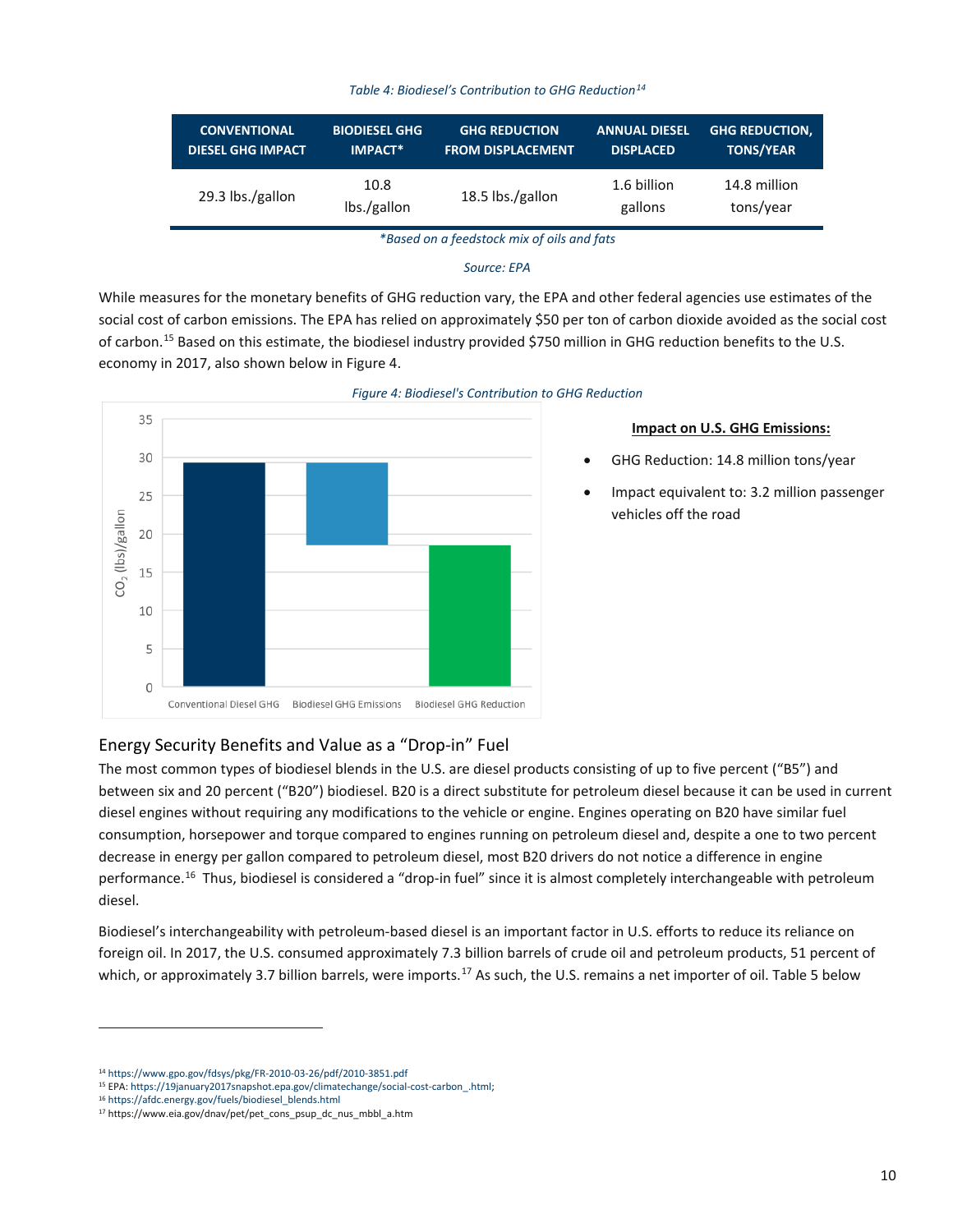*Table 4: Biodiesel's Contribution to GHG Reduction[14]*

| CONVENTIONAL DIESEL GHG IMPACT | BIODIESEL GHG IMPACT* | GHG REDUCTION FROM DISPLACEMENT | ANNUAL DIESEL DISPLACED | GHG REDUCTION, TONS/YEAR |
|---|---|---|---|---|
| 29.3 lbs./gallon | 10.8 lbs./gallon | 18.5 lbs./gallon | 1.6 billion gallons | 14.8 million tons/year |

*\*Based on a feedstock mix of oils and fats*

*Source: EPA*

While measures for the monetary benefits of GHG reduction vary, the EPA and other federal agencies use estimates of the social cost of carbon emissions. The EPA has relied on approximately $50 per ton of carbon dioxide avoided as the social cost of carbon.[15] Based on this estimate, the biodiesel industry provided $750 million in GHG reduction benefits to the U.S. economy in 2017, also shown below in Figure 4.

*Figure 4: Biodiesel's Contribution to GHG Reduction*

**Impact on U.S. GHG Emissions:**

- GHG Reduction: 14.8 million tons/year
- Impact equivalent to: 3.2 million passenger vehicles off the road

## Energy Security Benefits and Value as a "Drop-in" Fuel

The most common types of biodiesel blends in the U.S. are diesel products consisting of up to five percent ("B5") and between six and 20 percent ("B20") biodiesel. B20 is a direct substitute for petroleum diesel because it can be used in current diesel engines without requiring any modifications to the vehicle or engine. Engines operating on B20 have similar fuel consumption, horsepower and torque compared to engines running on petroleum diesel and, despite a one to two percent decrease in energy per gallon compared to petroleum diesel, most B20 drivers do not notice a difference in engine performance.[16] Thus, biodiesel is considered a "drop-in fuel" since it is almost completely interchangeable with petroleum diesel.

Biodiesel's interchangeability with petroleum-based diesel is an important factor in U.S. efforts to reduce its reliance on foreign oil. In 2017, the U.S. consumed approximately 7.3 billion barrels of crude oil and petroleum products, 51 percent of which, or approximately 3.7 billion barrels, were imports.[17] As such, the U.S. remains a net importer of oil. Table 5 below

[14] https://www.gpo.gov/fdsys/pkg/FR-2010-03-26/pdf/2010-3851.pdf
[15] EPA: https://19january2017snapshot.epa.gov/climatechange/social-cost-carbon_.html;
[16] https://afdc.energy.gov/fuels/biodiesel_blends.html
[17] https://www.eia.gov/dnav/pet/pet_cons_psup_dc_nus_mbbl_a.htm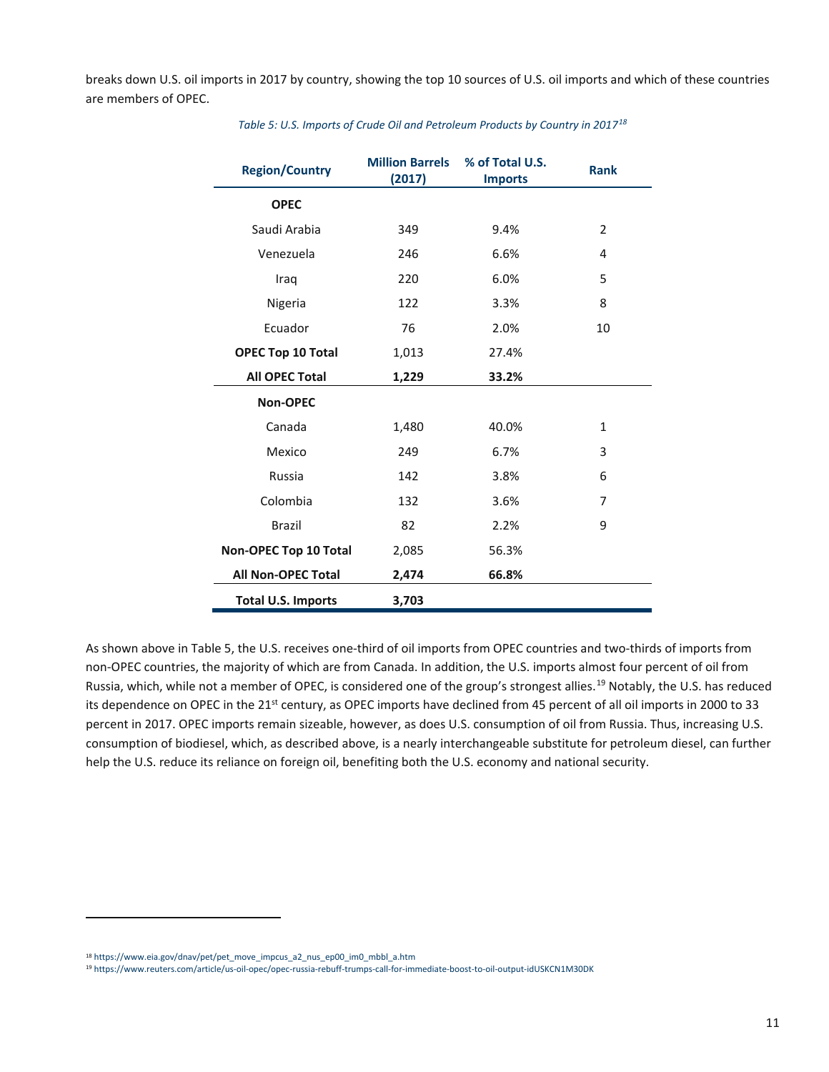breaks down U.S. oil imports in 2017 by country, showing the top 10 sources of U.S. oil imports and which of these countries are members of OPEC.

*Table 5: U.S. Imports of Crude Oil and Petroleum Products by Country in 2017*[18]

| Region/Country | Million Barrels (2017) | % of Total U.S. Imports | Rank |
|---|---|---|---|
| **OPEC** | | | |
| Saudi Arabia | 349 | 9.4% | 2 |
| Venezuela | 246 | 6.6% | 4 |
| Iraq | 220 | 6.0% | 5 |
| Nigeria | 122 | 3.3% | 8 |
| Ecuador | 76 | 2.0% | 10 |
| **OPEC Top 10 Total** | 1,013 | 27.4% | |
| **All OPEC Total** | **1,229** | **33.2%** | |
| **Non-OPEC** | | | |
| Canada | 1,480 | 40.0% | 1 |
| Mexico | 249 | 6.7% | 3 |
| Russia | 142 | 3.8% | 6 |
| Colombia | 132 | 3.6% | 7 |
| Brazil | 82 | 2.2% | 9 |
| **Non-OPEC Top 10 Total** | 2,085 | 56.3% | |
| **All Non-OPEC Total** | **2,474** | **66.8%** | |
| **Total U.S. Imports** | **3,703** | | |

As shown above in Table 5, the U.S. receives one-third of oil imports from OPEC countries and two-thirds of imports from non-OPEC countries, the majority of which are from Canada. In addition, the U.S. imports almost four percent of oil from Russia, which, while not a member of OPEC, is considered one of the group's strongest allies.[19] Notably, the U.S. has reduced its dependence on OPEC in the 21st century, as OPEC imports have declined from 45 percent of all oil imports in 2000 to 33 percent in 2017. OPEC imports remain sizeable, however, as does U.S. consumption of oil from Russia. Thus, increasing U.S. consumption of biodiesel, which, as described above, is a nearly interchangeable substitute for petroleum diesel, can further help the U.S. reduce its reliance on foreign oil, benefiting both the U.S. economy and national security.

[18] https://www.eia.gov/dnav/pet/pet_move_impcus_a2_nus_ep00_im0_mbbl_a.htm

[19] https://www.reuters.com/article/us-oil-opec/opec-russia-rebuff-trumps-call-for-immediate-boost-to-oil-output-idUSKCN1M30DK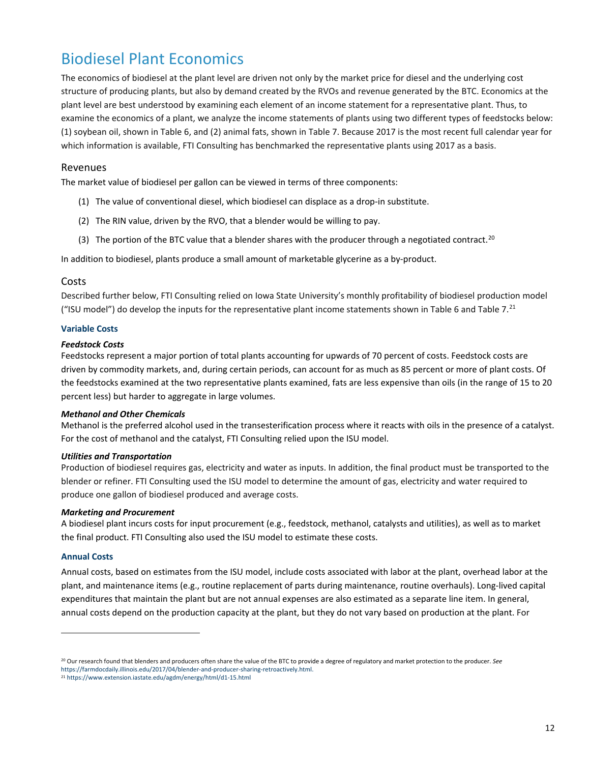# Biodiesel Plant Economics

The economics of biodiesel at the plant level are driven not only by the market price for diesel and the underlying cost structure of producing plants, but also by demand created by the RVOs and revenue generated by the BTC. Economics at the plant level are best understood by examining each element of an income statement for a representative plant. Thus, to examine the economics of a plant, we analyze the income statements of plants using two different types of feedstocks below: (1) soybean oil, shown in Table 6, and (2) animal fats, shown in Table 7. Because 2017 is the most recent full calendar year for which information is available, FTI Consulting has benchmarked the representative plants using 2017 as a basis.

## Revenues

The market value of biodiesel per gallon can be viewed in terms of three components:

(1) The value of conventional diesel, which biodiesel can displace as a drop-in substitute.

(2) The RIN value, driven by the RVO, that a blender would be willing to pay.

(3) The portion of the BTC value that a blender shares with the producer through a negotiated contract.[20]

In addition to biodiesel, plants produce a small amount of marketable glycerine as a by-product.

## Costs

Described further below, FTI Consulting relied on Iowa State University's monthly profitability of biodiesel production model ("ISU model") do develop the inputs for the representative plant income statements shown in Table 6 and Table 7.[21]

### Variable Costs

***Feedstock Costs***

Feedstocks represent a major portion of total plants accounting for upwards of 70 percent of costs. Feedstock costs are driven by commodity markets, and, during certain periods, can account for as much as 85 percent or more of plant costs. Of the feedstocks examined at the two representative plants examined, fats are less expensive than oils (in the range of 15 to 20 percent less) but harder to aggregate in large volumes.

***Methanol and Other Chemicals***

Methanol is the preferred alcohol used in the transesterification process where it reacts with oils in the presence of a catalyst. For the cost of methanol and the catalyst, FTI Consulting relied upon the ISU model.

***Utilities and Transportation***

Production of biodiesel requires gas, electricity and water as inputs. In addition, the final product must be transported to the blender or refiner. FTI Consulting used the ISU model to determine the amount of gas, electricity and water required to produce one gallon of biodiesel produced and average costs.

***Marketing and Procurement***

A biodiesel plant incurs costs for input procurement (e.g., feedstock, methanol, catalysts and utilities), as well as to market the final product. FTI Consulting also used the ISU model to estimate these costs.

### Annual Costs

Annual costs, based on estimates from the ISU model, include costs associated with labor at the plant, overhead labor at the plant, and maintenance items (e.g., routine replacement of parts during maintenance, routine overhauls). Long-lived capital expenditures that maintain the plant but are not annual expenses are also estimated as a separate line item. In general, annual costs depend on the production capacity at the plant, but they do not vary based on production at the plant. For

---

[20] Our research found that blenders and producers often share the value of the BTC to provide a degree of regulatory and market protection to the producer. *See* https://farmdocdaily.illinois.edu/2017/04/blender-and-producer-sharing-retroactively.html.

[21] https://www.extension.iastate.edu/agdm/energy/html/d1-15.html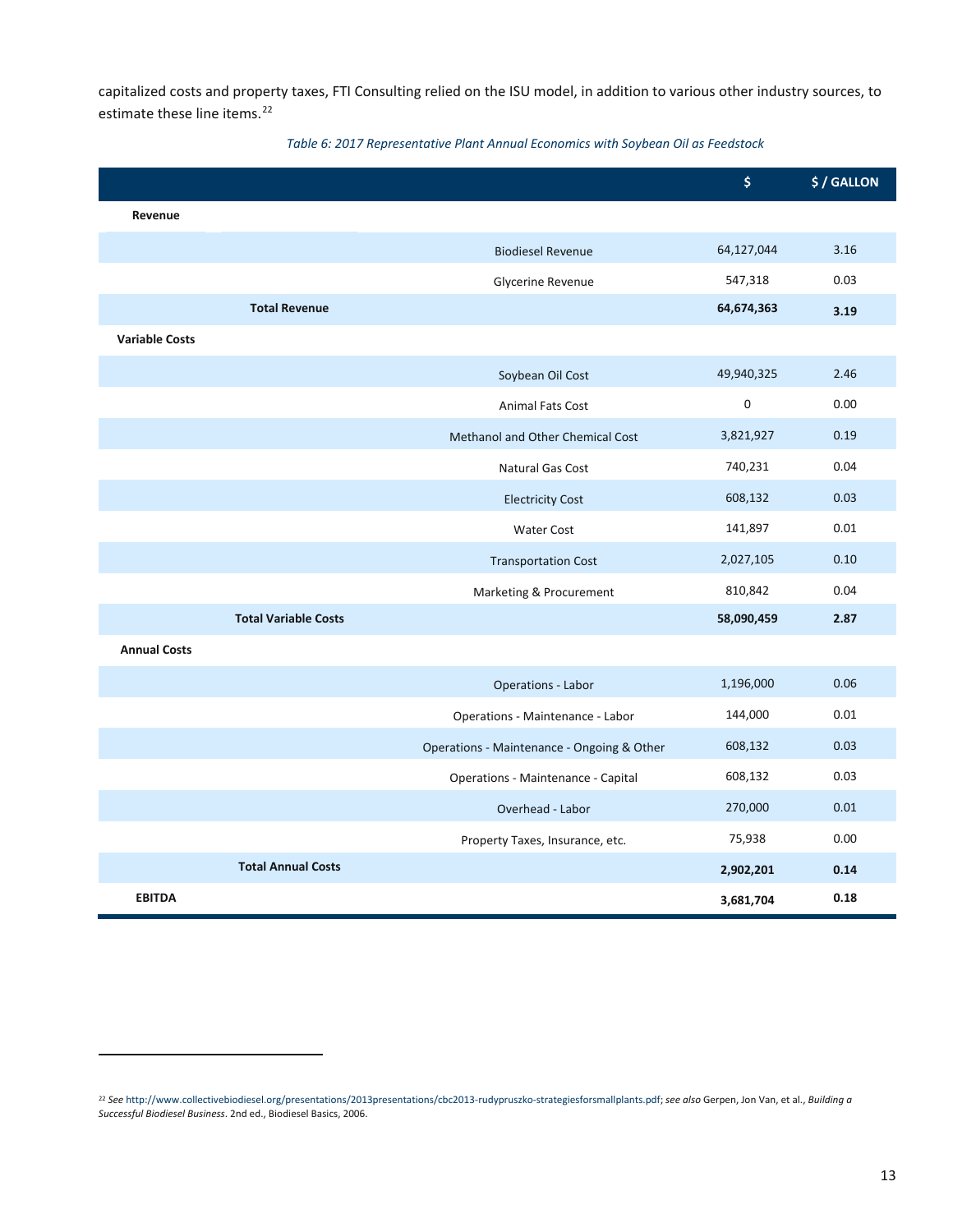capitalized costs and property taxes, FTI Consulting relied on the ISU model, in addition to various other industry sources, to estimate these line items.[22]

*Table 6: 2017 Representative Plant Annual Economics with Soybean Oil as Feedstock*

| | | $ | $ / GALLON |
|---|---|---|---|
| **Revenue** | | | |
| | Biodiesel Revenue | 64,127,044 | 3.16 |
| | Glycerine Revenue | 547,318 | 0.03 |
| **Total Revenue** | | **64,674,363** | **3.19** |
| **Variable Costs** | | | |
| | Soybean Oil Cost | 49,940,325 | 2.46 |
| | Animal Fats Cost | 0 | 0.00 |
| | Methanol and Other Chemical Cost | 3,821,927 | 0.19 |
| | Natural Gas Cost | 740,231 | 0.04 |
| | Electricity Cost | 608,132 | 0.03 |
| | Water Cost | 141,897 | 0.01 |
| | Transportation Cost | 2,027,105 | 0.10 |
| | Marketing & Procurement | 810,842 | 0.04 |
| **Total Variable Costs** | | **58,090,459** | **2.87** |
| **Annual Costs** | | | |
| | Operations - Labor | 1,196,000 | 0.06 |
| | Operations - Maintenance - Labor | 144,000 | 0.01 |
| | Operations - Maintenance - Ongoing & Other | 608,132 | 0.03 |
| | Operations - Maintenance - Capital | 608,132 | 0.03 |
| | Overhead - Labor | 270,000 | 0.01 |
| | Property Taxes, Insurance, etc. | 75,938 | 0.00 |
| **Total Annual Costs** | | **2,902,201** | **0.14** |
| **EBITDA** | | **3,681,704** | **0.18** |

[22] *See* http://www.collectivebiodiesel.org/presentations/2013presentations/cbc2013-rudypruszko-strategiesforsmallplants.pdf; *see also* Gerpen, Jon Van, et al., *Building a Successful Biodiesel Business*. 2nd ed., Biodiesel Basics, 2006.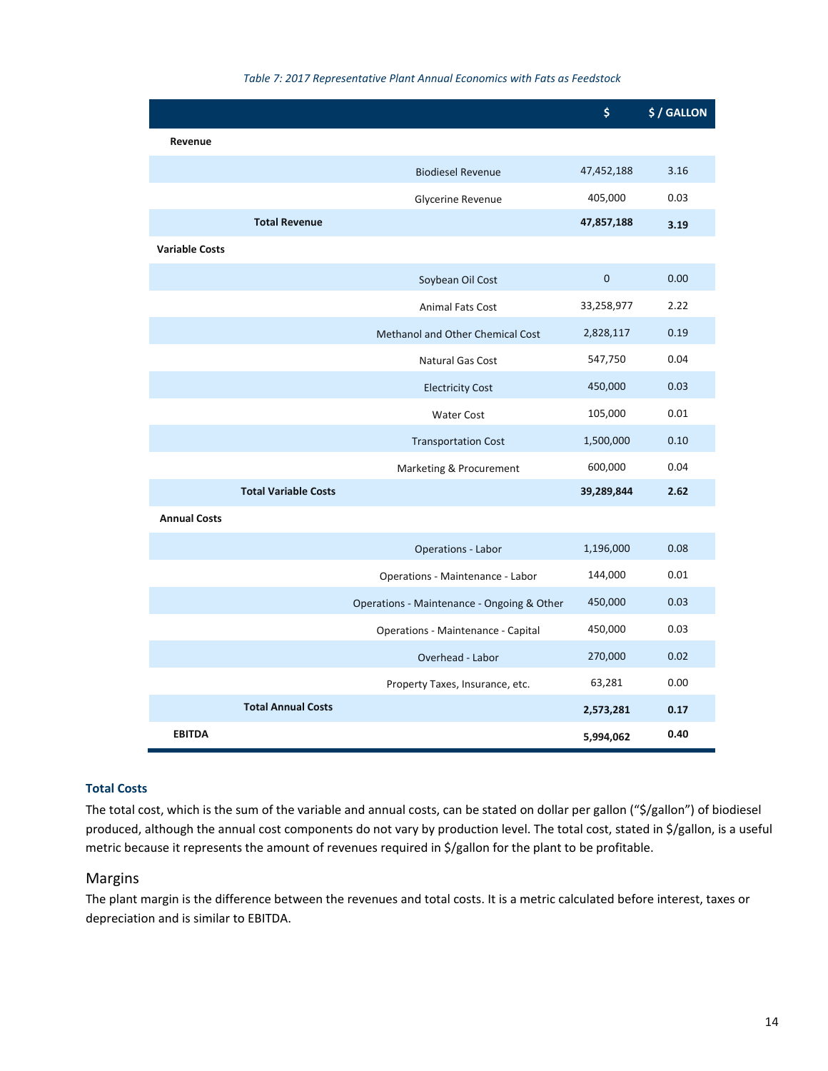*Table 7: 2017 Representative Plant Annual Economics with Fats as Feedstock*

| | | $ | $ / GALLON |
|---|---|---|---|
| **Revenue** | | | |
| | Biodiesel Revenue | 47,452,188 | 3.16 |
| | Glycerine Revenue | 405,000 | 0.03 |
| **Total Revenue** | | **47,857,188** | **3.19** |
| **Variable Costs** | | | |
| | Soybean Oil Cost | 0 | 0.00 |
| | Animal Fats Cost | 33,258,977 | 2.22 |
| | Methanol and Other Chemical Cost | 2,828,117 | 0.19 |
| | Natural Gas Cost | 547,750 | 0.04 |
| | Electricity Cost | 450,000 | 0.03 |
| | Water Cost | 105,000 | 0.01 |
| | Transportation Cost | 1,500,000 | 0.10 |
| | Marketing & Procurement | 600,000 | 0.04 |
| **Total Variable Costs** | | **39,289,844** | **2.62** |
| **Annual Costs** | | | |
| | Operations - Labor | 1,196,000 | 0.08 |
| | Operations - Maintenance - Labor | 144,000 | 0.01 |
| | Operations - Maintenance - Ongoing & Other | 450,000 | 0.03 |
| | Operations - Maintenance - Capital | 450,000 | 0.03 |
| | Overhead - Labor | 270,000 | 0.02 |
| | Property Taxes, Insurance, etc. | 63,281 | 0.00 |
| **Total Annual Costs** | | **2,573,281** | **0.17** |
| **EBITDA** | | **5,994,062** | **0.40** |

### Total Costs

The total cost, which is the sum of the variable and annual costs, can be stated on dollar per gallon ("$/gallon") of biodiesel produced, although the annual cost components do not vary by production level. The total cost, stated in $/gallon, is a useful metric because it represents the amount of revenues required in $/gallon for the plant to be profitable.

## Margins

The plant margin is the difference between the revenues and total costs. It is a metric calculated before interest, taxes or depreciation and is similar to EBITDA.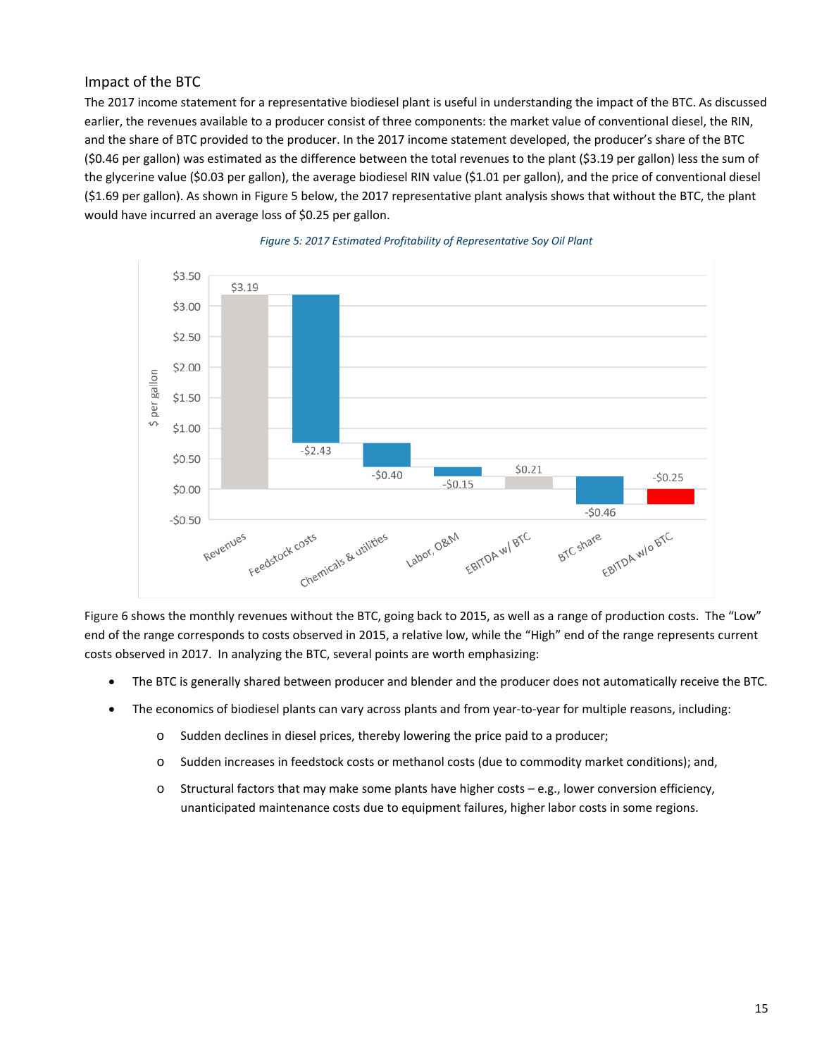## Impact of the BTC

The 2017 income statement for a representative biodiesel plant is useful in understanding the impact of the BTC. As discussed earlier, the revenues available to a producer consist of three components: the market value of conventional diesel, the RIN, and the share of BTC provided to the producer. In the 2017 income statement developed, the producer's share of the BTC ($0.46 per gallon) was estimated as the difference between the total revenues to the plant ($3.19 per gallon) less the sum of the glycerine value ($0.03 per gallon), the average biodiesel RIN value ($1.01 per gallon), and the price of conventional diesel ($1.69 per gallon). As shown in Figure 5 below, the 2017 representative plant analysis shows that without the BTC, the plant would have incurred an average loss of $0.25 per gallon.

*Figure 5: 2017 Estimated Profitability of Representative Soy Oil Plant*

| | $ per gallon |
|---|---|
| Revenues | $3.19 |
| Feedstock costs | -$2.43 |
| Chemicals & utilities | -$0.40 |
| Labor, O&M | -$0.15 |
| EBITDA w/ BTC | $0.21 |
| BTC share | -$0.46 |
| EBITDA w/o BTC | -$0.25 |

Figure 6 shows the monthly revenues without the BTC, going back to 2015, as well as a range of production costs. The "Low" end of the range corresponds to costs observed in 2015, a relative low, while the "High" end of the range represents current costs observed in 2017. In analyzing the BTC, several points are worth emphasizing:

- The BTC is generally shared between producer and blender and the producer does not automatically receive the BTC.
- The economics of biodiesel plants can vary across plants and from year-to-year for multiple reasons, including:
  - Sudden declines in diesel prices, thereby lowering the price paid to a producer;
  - Sudden increases in feedstock costs or methanol costs (due to commodity market conditions); and,
  - Structural factors that may make some plants have higher costs – e.g., lower conversion efficiency, unanticipated maintenance costs due to equipment failures, higher labor costs in some regions.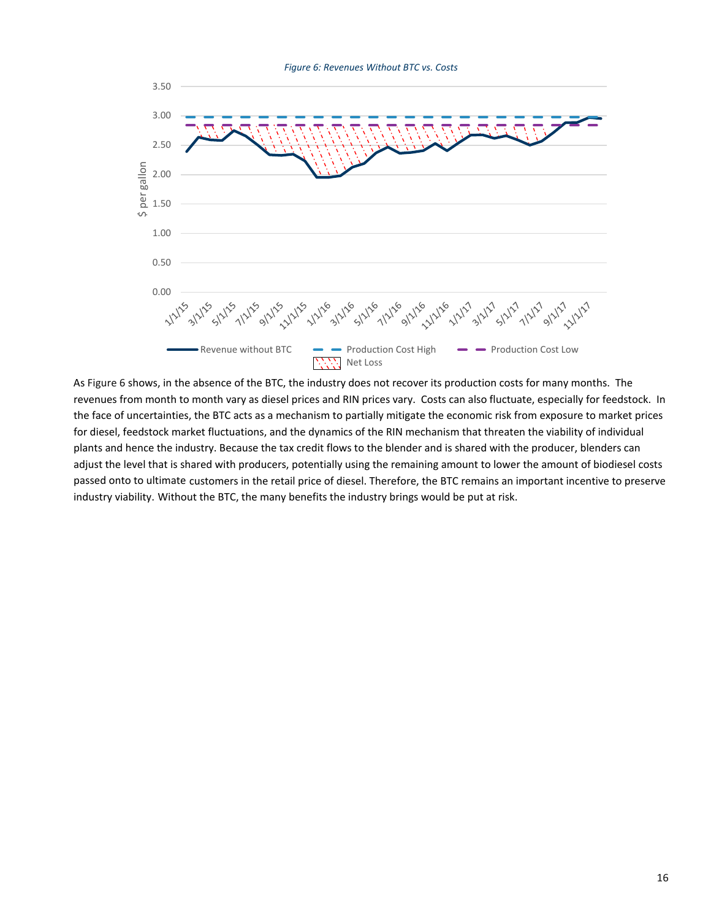*Figure 6: Revenues Without BTC vs. Costs*

As Figure 6 shows, in the absence of the BTC, the industry does not recover its production costs for many months. The revenues from month to month vary as diesel prices and RIN prices vary. Costs can also fluctuate, especially for feedstock. In the face of uncertainties, the BTC acts as a mechanism to partially mitigate the economic risk from exposure to market prices for diesel, feedstock market fluctuations, and the dynamics of the RIN mechanism that threaten the viability of individual plants and hence the industry. Because the tax credit flows to the blender and is shared with the producer, blenders can adjust the level that is shared with producers, potentially using the remaining amount to lower the amount of biodiesel costs passed onto to ultimate customers in the retail price of diesel. Therefore, the BTC remains an important incentive to preserve industry viability. Without the BTC, the many benefits the industry brings would be put at risk.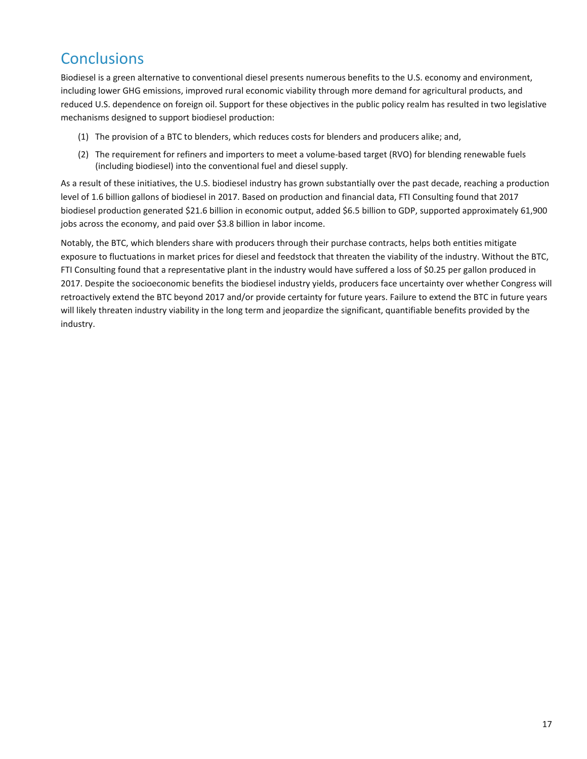# Conclusions

Biodiesel is a green alternative to conventional diesel presents numerous benefits to the U.S. economy and environment, including lower GHG emissions, improved rural economic viability through more demand for agricultural products, and reduced U.S. dependence on foreign oil. Support for these objectives in the public policy realm has resulted in two legislative mechanisms designed to support biodiesel production:

(1) The provision of a BTC to blenders, which reduces costs for blenders and producers alike; and,

(2) The requirement for refiners and importers to meet a volume-based target (RVO) for blending renewable fuels (including biodiesel) into the conventional fuel and diesel supply.

As a result of these initiatives, the U.S. biodiesel industry has grown substantially over the past decade, reaching a production level of 1.6 billion gallons of biodiesel in 2017. Based on production and financial data, FTI Consulting found that 2017 biodiesel production generated $21.6 billion in economic output, added $6.5 billion to GDP, supported approximately 61,900 jobs across the economy, and paid over $3.8 billion in labor income.

Notably, the BTC, which blenders share with producers through their purchase contracts, helps both entities mitigate exposure to fluctuations in market prices for diesel and feedstock that threaten the viability of the industry. Without the BTC, FTI Consulting found that a representative plant in the industry would have suffered a loss of $0.25 per gallon produced in 2017. Despite the socioeconomic benefits the biodiesel industry yields, producers face uncertainty over whether Congress will retroactively extend the BTC beyond 2017 and/or provide certainty for future years. Failure to extend the BTC in future years will likely threaten industry viability in the long term and jeopardize the significant, quantifiable benefits provided by the industry.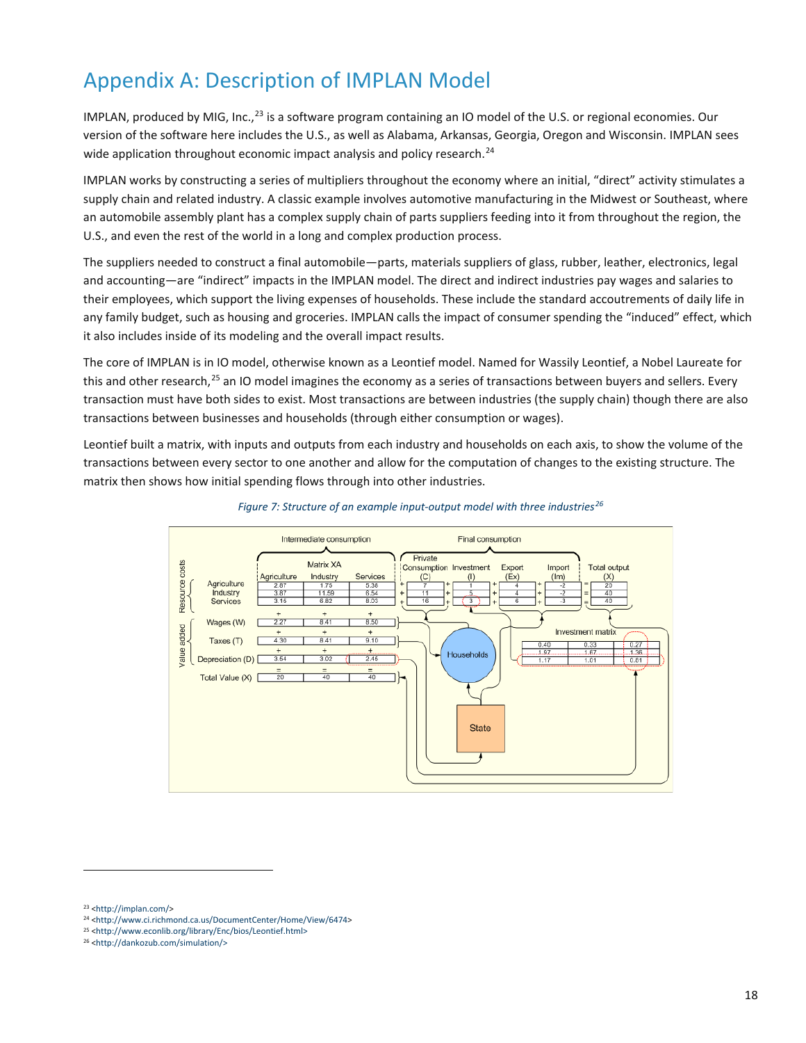# Appendix A: Description of IMPLAN Model

IMPLAN, produced by MIG, Inc.,[23] is a software program containing an IO model of the U.S. or regional economies. Our version of the software here includes the U.S., as well as Alabama, Arkansas, Georgia, Oregon and Wisconsin. IMPLAN sees wide application throughout economic impact analysis and policy research.[24]

IMPLAN works by constructing a series of multipliers throughout the economy where an initial, "direct" activity stimulates a supply chain and related industry. A classic example involves automotive manufacturing in the Midwest or Southeast, where an automobile assembly plant has a complex supply chain of parts suppliers feeding into it from throughout the region, the U.S., and even the rest of the world in a long and complex production process.

The suppliers needed to construct a final automobile—parts, materials suppliers of glass, rubber, leather, electronics, legal and accounting—are "indirect" impacts in the IMPLAN model. The direct and indirect industries pay wages and salaries to their employees, which support the living expenses of households. These include the standard accoutrements of daily life in any family budget, such as housing and groceries. IMPLAN calls the impact of consumer spending the "induced" effect, which it also includes inside of its modeling and the overall impact results.

The core of IMPLAN is in IO model, otherwise known as a Leontief model. Named for Wassily Leontief, a Nobel Laureate for this and other research,[25] an IO model imagines the economy as a series of transactions between buyers and sellers. Every transaction must have both sides to exist. Most transactions are between industries (the supply chain) though there are also transactions between businesses and households (through either consumption or wages).

Leontief built a matrix, with inputs and outputs from each industry and households on each axis, to show the volume of the transactions between every sector to one another and allow for the computation of changes to the existing structure. The matrix then shows how initial spending flows through into other industries.

*Figure 7: Structure of an example input-output model with three industries[26]*

| | Agriculture | Industry | Services | Private Consumption (C) | Investment (I) | Export (Ex) | Import (Im) | Total output (X) |
|---|---|---|---|---|---|---|---|---|
| Agriculture | 2.87 | 1.75 | 5.38 | 7 | 1 | 4 | -2 | 20 |
| Industry | 3.87 | 11.59 | 6.54 | 11 | 5 | 4 | -2 | 40 |
| Services | 3.15 | 6.82 | 8.03 | 16 | 3 | 6 | -3 | 40 |
| Wages (W) | 2.27 | 8.41 | 8.50 | | | | | |
| Taxes (T) | 4.30 | 8.41 | 9.10 | | | | | |
| Depreciation (D) | 3.54 | 3.02 | 2.46 | | | | | |
| Total Value (X) | 20 | 40 | 40 | | | | | |

Investment matrix

| | | |
|---|---|---|
| 0.40 | 0.33 | 0.27 |
| 1.97 | 1.67 | 1.36 |
| 1.17 | 1.01 | 0.81 |

[23] <http://implan.com/>

[24] <http://www.ci.richmond.ca.us/DocumentCenter/Home/View/6474>

[25] <http://www.econlib.org/library/Enc/bios/Leontief.html>

[26] <http://dankozub.com/simulation/>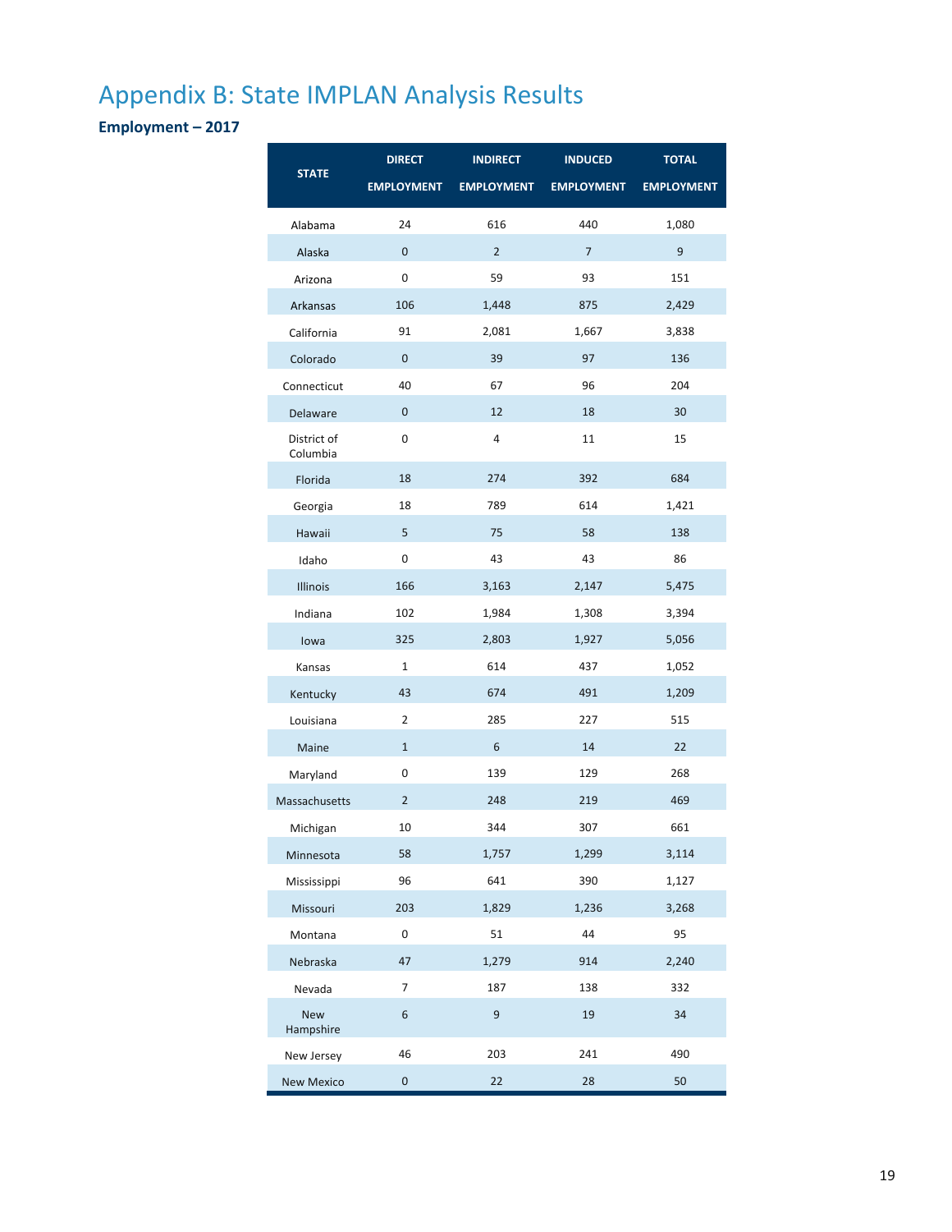# Appendix B: State IMPLAN Analysis Results

**Employment – 2017**

| STATE | DIRECT EMPLOYMENT | INDIRECT EMPLOYMENT | INDUCED EMPLOYMENT | TOTAL EMPLOYMENT |
|---|---|---|---|---|
| Alabama | 24 | 616 | 440 | 1,080 |
| Alaska | 0 | 2 | 7 | 9 |
| Arizona | 0 | 59 | 93 | 151 |
| Arkansas | 106 | 1,448 | 875 | 2,429 |
| California | 91 | 2,081 | 1,667 | 3,838 |
| Colorado | 0 | 39 | 97 | 136 |
| Connecticut | 40 | 67 | 96 | 204 |
| Delaware | 0 | 12 | 18 | 30 |
| District of Columbia | 0 | 4 | 11 | 15 |
| Florida | 18 | 274 | 392 | 684 |
| Georgia | 18 | 789 | 614 | 1,421 |
| Hawaii | 5 | 75 | 58 | 138 |
| Idaho | 0 | 43 | 43 | 86 |
| Illinois | 166 | 3,163 | 2,147 | 5,475 |
| Indiana | 102 | 1,984 | 1,308 | 3,394 |
| Iowa | 325 | 2,803 | 1,927 | 5,056 |
| Kansas | 1 | 614 | 437 | 1,052 |
| Kentucky | 43 | 674 | 491 | 1,209 |
| Louisiana | 2 | 285 | 227 | 515 |
| Maine | 1 | 6 | 14 | 22 |
| Maryland | 0 | 139 | 129 | 268 |
| Massachusetts | 2 | 248 | 219 | 469 |
| Michigan | 10 | 344 | 307 | 661 |
| Minnesota | 58 | 1,757 | 1,299 | 3,114 |
| Mississippi | 96 | 641 | 390 | 1,127 |
| Missouri | 203 | 1,829 | 1,236 | 3,268 |
| Montana | 0 | 51 | 44 | 95 |
| Nebraska | 47 | 1,279 | 914 | 2,240 |
| Nevada | 7 | 187 | 138 | 332 |
| New Hampshire | 6 | 9 | 19 | 34 |
| New Jersey | 46 | 203 | 241 | 490 |
| New Mexico | 0 | 22 | 28 | 50 |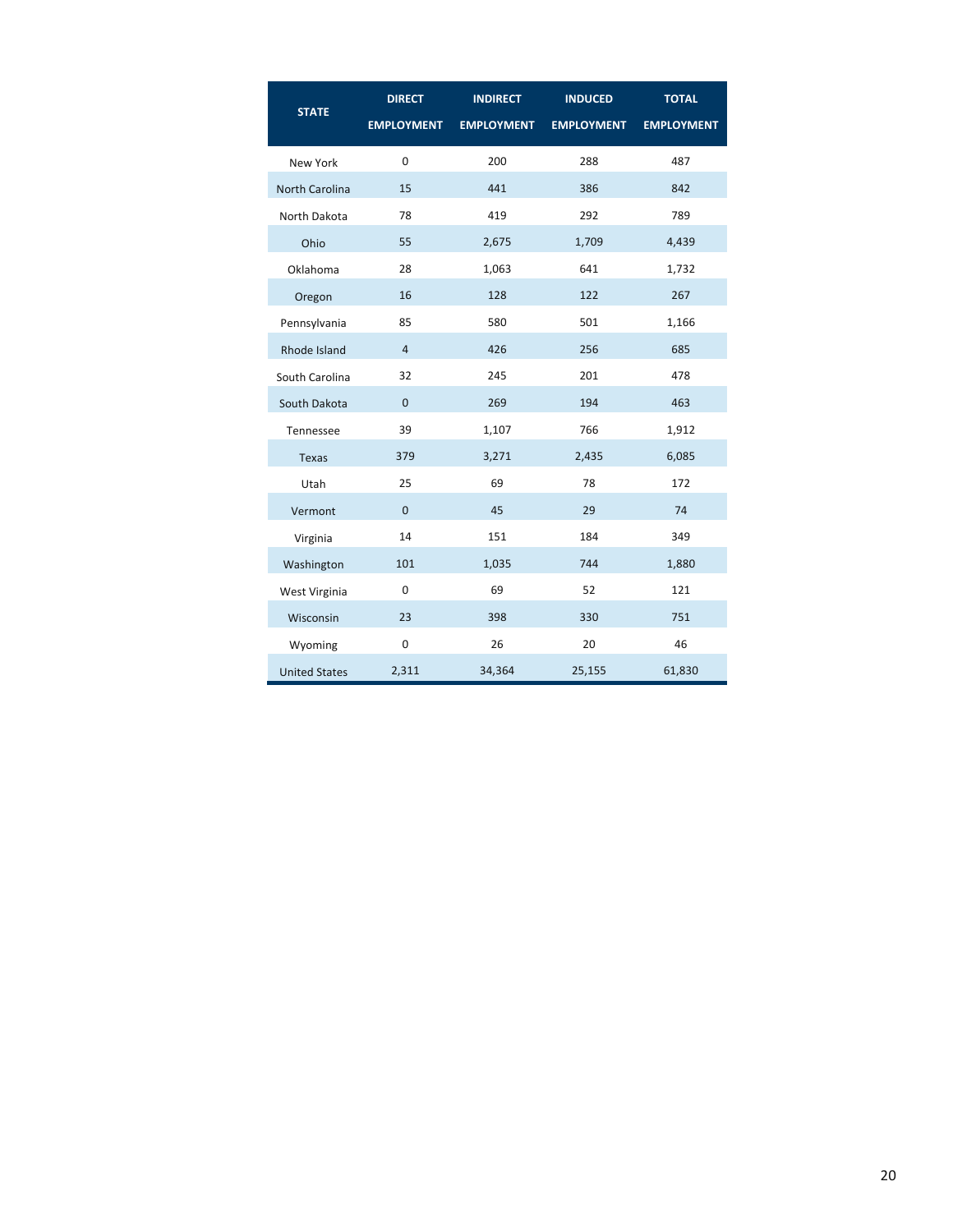| STATE | DIRECT EMPLOYMENT | INDIRECT EMPLOYMENT | INDUCED EMPLOYMENT | TOTAL EMPLOYMENT |
|---|---|---|---|---|
| New York | 0 | 200 | 288 | 487 |
| North Carolina | 15 | 441 | 386 | 842 |
| North Dakota | 78 | 419 | 292 | 789 |
| Ohio | 55 | 2,675 | 1,709 | 4,439 |
| Oklahoma | 28 | 1,063 | 641 | 1,732 |
| Oregon | 16 | 128 | 122 | 267 |
| Pennsylvania | 85 | 580 | 501 | 1,166 |
| Rhode Island | 4 | 426 | 256 | 685 |
| South Carolina | 32 | 245 | 201 | 478 |
| South Dakota | 0 | 269 | 194 | 463 |
| Tennessee | 39 | 1,107 | 766 | 1,912 |
| Texas | 379 | 3,271 | 2,435 | 6,085 |
| Utah | 25 | 69 | 78 | 172 |
| Vermont | 0 | 45 | 29 | 74 |
| Virginia | 14 | 151 | 184 | 349 |
| Washington | 101 | 1,035 | 744 | 1,880 |
| West Virginia | 0 | 69 | 52 | 121 |
| Wisconsin | 23 | 398 | 330 | 751 |
| Wyoming | 0 | 26 | 20 | 46 |
| United States | 2,311 | 34,364 | 25,155 | 61,830 |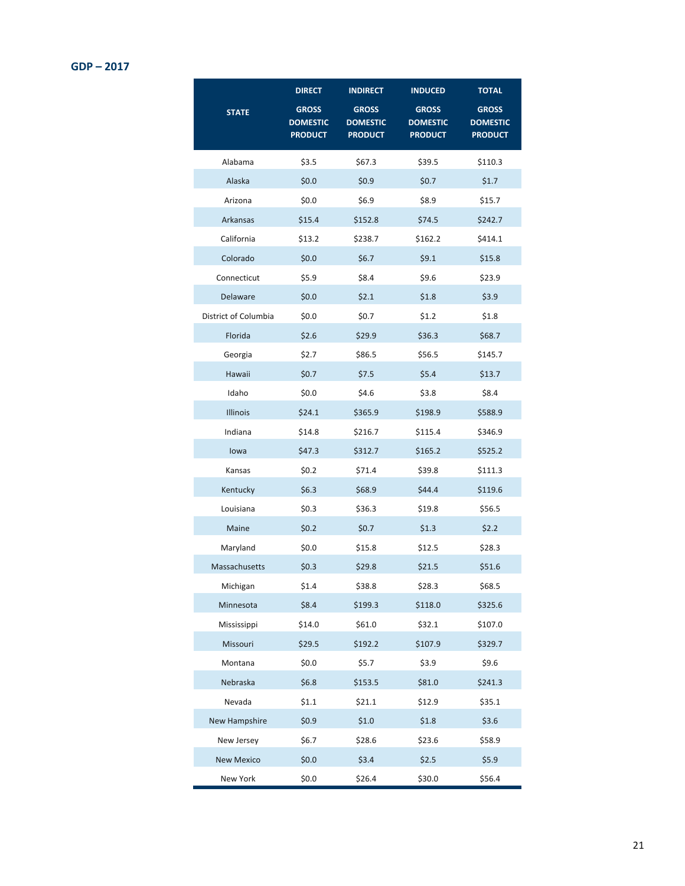**GDP – 2017**

| STATE | DIRECT GROSS DOMESTIC PRODUCT | INDIRECT GROSS DOMESTIC PRODUCT | INDUCED GROSS DOMESTIC PRODUCT | TOTAL GROSS DOMESTIC PRODUCT |
|---|---|---|---|---|
| Alabama | $3.5 | $67.3 | $39.5 | $110.3 |
| Alaska | $0.0 | $0.9 | $0.7 | $1.7 |
| Arizona | $0.0 | $6.9 | $8.9 | $15.7 |
| Arkansas | $15.4 | $152.8 | $74.5 | $242.7 |
| California | $13.2 | $238.7 | $162.2 | $414.1 |
| Colorado | $0.0 | $6.7 | $9.1 | $15.8 |
| Connecticut | $5.9 | $8.4 | $9.6 | $23.9 |
| Delaware | $0.0 | $2.1 | $1.8 | $3.9 |
| District of Columbia | $0.0 | $0.7 | $1.2 | $1.8 |
| Florida | $2.6 | $29.9 | $36.3 | $68.7 |
| Georgia | $2.7 | $86.5 | $56.5 | $145.7 |
| Hawaii | $0.7 | $7.5 | $5.4 | $13.7 |
| Idaho | $0.0 | $4.6 | $3.8 | $8.4 |
| Illinois | $24.1 | $365.9 | $198.9 | $588.9 |
| Indiana | $14.8 | $216.7 | $115.4 | $346.9 |
| Iowa | $47.3 | $312.7 | $165.2 | $525.2 |
| Kansas | $0.2 | $71.4 | $39.8 | $111.3 |
| Kentucky | $6.3 | $68.9 | $44.4 | $119.6 |
| Louisiana | $0.3 | $36.3 | $19.8 | $56.5 |
| Maine | $0.2 | $0.7 | $1.3 | $2.2 |
| Maryland | $0.0 | $15.8 | $12.5 | $28.3 |
| Massachusetts | $0.3 | $29.8 | $21.5 | $51.6 |
| Michigan | $1.4 | $38.8 | $28.3 | $68.5 |
| Minnesota | $8.4 | $199.3 | $118.0 | $325.6 |
| Mississippi | $14.0 | $61.0 | $32.1 | $107.0 |
| Missouri | $29.5 | $192.2 | $107.9 | $329.7 |
| Montana | $0.0 | $5.7 | $3.9 | $9.6 |
| Nebraska | $6.8 | $153.5 | $81.0 | $241.3 |
| Nevada | $1.1 | $21.1 | $12.9 | $35.1 |
| New Hampshire | $0.9 | $1.0 | $1.8 | $3.6 |
| New Jersey | $6.7 | $28.6 | $23.6 | $58.9 |
| New Mexico | $0.0 | $3.4 | $2.5 | $5.9 |
| New York | $0.0 | $26.4 | $30.0 | $56.4 |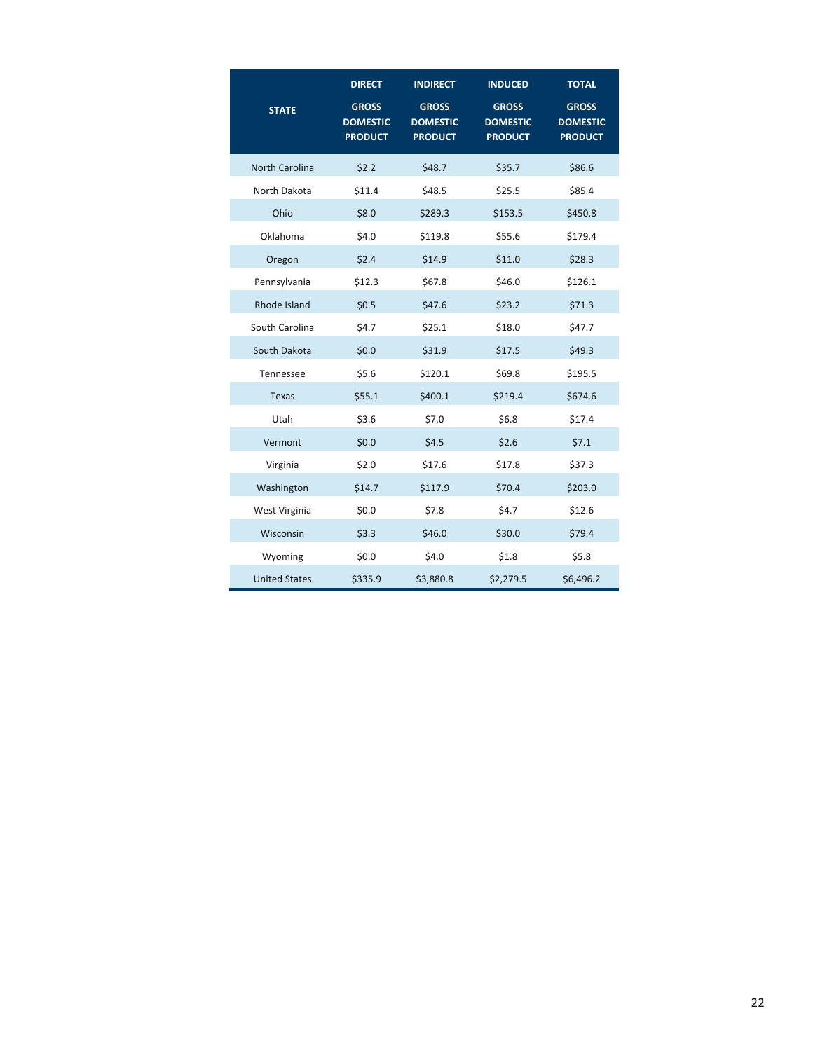| STATE | DIRECT GROSS DOMESTIC PRODUCT | INDIRECT GROSS DOMESTIC PRODUCT | INDUCED GROSS DOMESTIC PRODUCT | TOTAL GROSS DOMESTIC PRODUCT |
|---|---|---|---|---|
| North Carolina | $2.2 | $48.7 | $35.7 | $86.6 |
| North Dakota | $11.4 | $48.5 | $25.5 | $85.4 |
| Ohio | $8.0 | $289.3 | $153.5 | $450.8 |
| Oklahoma | $4.0 | $119.8 | $55.6 | $179.4 |
| Oregon | $2.4 | $14.9 | $11.0 | $28.3 |
| Pennsylvania | $12.3 | $67.8 | $46.0 | $126.1 |
| Rhode Island | $0.5 | $47.6 | $23.2 | $71.3 |
| South Carolina | $4.7 | $25.1 | $18.0 | $47.7 |
| South Dakota | $0.0 | $31.9 | $17.5 | $49.3 |
| Tennessee | $5.6 | $120.1 | $69.8 | $195.5 |
| Texas | $55.1 | $400.1 | $219.4 | $674.6 |
| Utah | $3.6 | $7.0 | $6.8 | $17.4 |
| Vermont | $0.0 | $4.5 | $2.6 | $7.1 |
| Virginia | $2.0 | $17.6 | $17.8 | $37.3 |
| Washington | $14.7 | $117.9 | $70.4 | $203.0 |
| West Virginia | $0.0 | $7.8 | $4.7 | $12.6 |
| Wisconsin | $3.3 | $46.0 | $30.0 | $79.4 |
| Wyoming | $0.0 | $4.0 | $1.8 | $5.8 |
| United States | $335.9 | $3,880.8 | $2,279.5 | $6,496.2 |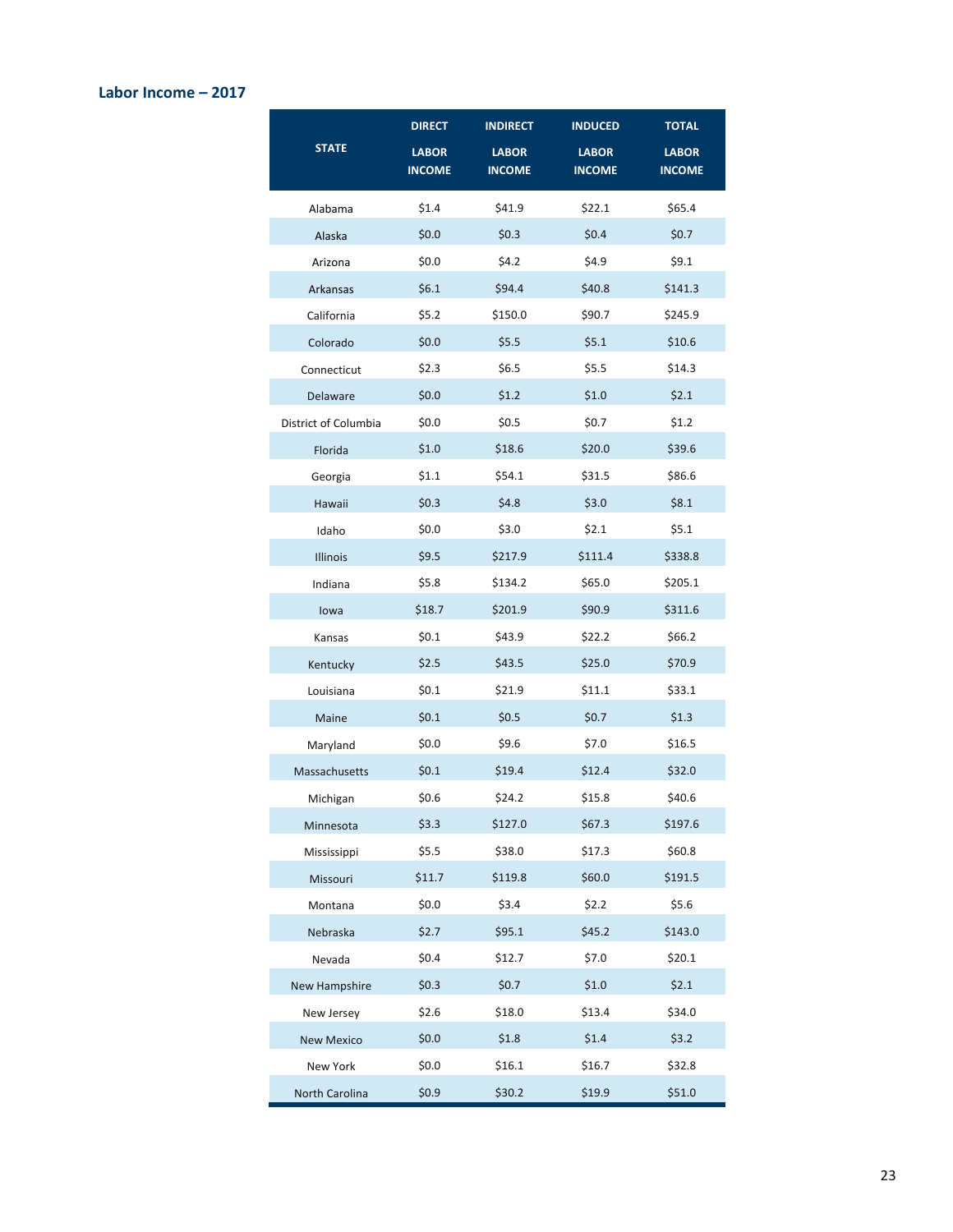### Labor Income – 2017

| STATE | DIRECT LABOR INCOME | INDIRECT LABOR INCOME | INDUCED LABOR INCOME | TOTAL LABOR INCOME |
|---|---|---|---|---|
| Alabama | $1.4 | $41.9 | $22.1 | $65.4 |
| Alaska | $0.0 | $0.3 | $0.4 | $0.7 |
| Arizona | $0.0 | $4.2 | $4.9 | $9.1 |
| Arkansas | $6.1 | $94.4 | $40.8 | $141.3 |
| California | $5.2 | $150.0 | $90.7 | $245.9 |
| Colorado | $0.0 | $5.5 | $5.1 | $10.6 |
| Connecticut | $2.3 | $6.5 | $5.5 | $14.3 |
| Delaware | $0.0 | $1.2 | $1.0 | $2.1 |
| District of Columbia | $0.0 | $0.5 | $0.7 | $1.2 |
| Florida | $1.0 | $18.6 | $20.0 | $39.6 |
| Georgia | $1.1 | $54.1 | $31.5 | $86.6 |
| Hawaii | $0.3 | $4.8 | $3.0 | $8.1 |
| Idaho | $0.0 | $3.0 | $2.1 | $5.1 |
| Illinois | $9.5 | $217.9 | $111.4 | $338.8 |
| Indiana | $5.8 | $134.2 | $65.0 | $205.1 |
| Iowa | $18.7 | $201.9 | $90.9 | $311.6 |
| Kansas | $0.1 | $43.9 | $22.2 | $66.2 |
| Kentucky | $2.5 | $43.5 | $25.0 | $70.9 |
| Louisiana | $0.1 | $21.9 | $11.1 | $33.1 |
| Maine | $0.1 | $0.5 | $0.7 | $1.3 |
| Maryland | $0.0 | $9.6 | $7.0 | $16.5 |
| Massachusetts | $0.1 | $19.4 | $12.4 | $32.0 |
| Michigan | $0.6 | $24.2 | $15.8 | $40.6 |
| Minnesota | $3.3 | $127.0 | $67.3 | $197.6 |
| Mississippi | $5.5 | $38.0 | $17.3 | $60.8 |
| Missouri | $11.7 | $119.8 | $60.0 | $191.5 |
| Montana | $0.0 | $3.4 | $2.2 | $5.6 |
| Nebraska | $2.7 | $95.1 | $45.2 | $143.0 |
| Nevada | $0.4 | $12.7 | $7.0 | $20.1 |
| New Hampshire | $0.3 | $0.7 | $1.0 | $2.1 |
| New Jersey | $2.6 | $18.0 | $13.4 | $34.0 |
| New Mexico | $0.0 | $1.8 | $1.4 | $3.2 |
| New York | $0.0 | $16.1 | $16.7 | $32.8 |
| North Carolina | $0.9 | $30.2 | $19.9 | $51.0 |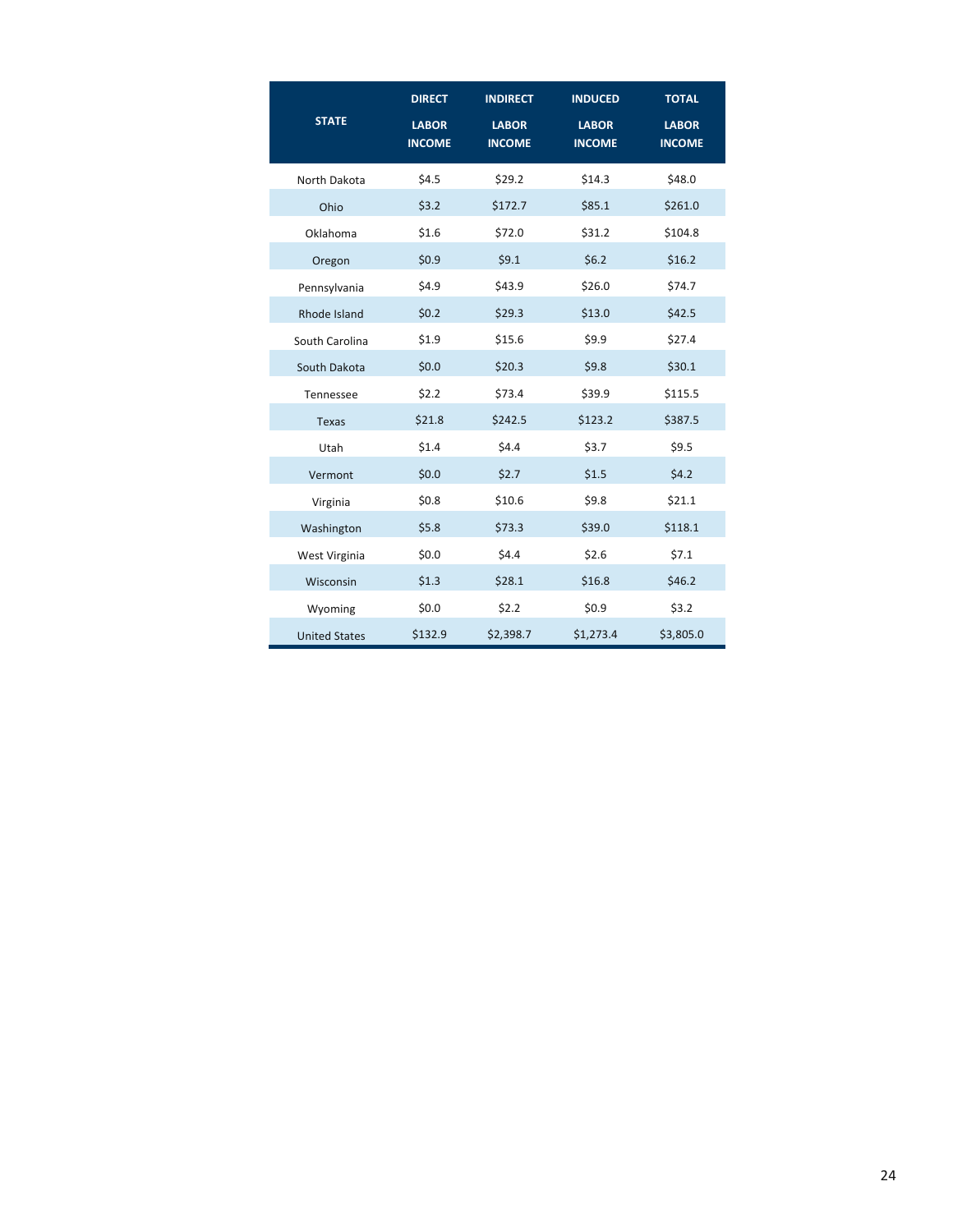| STATE | DIRECT LABOR INCOME | INDIRECT LABOR INCOME | INDUCED LABOR INCOME | TOTAL LABOR INCOME |
|---|---|---|---|---|
| North Dakota | $4.5 | $29.2 | $14.3 | $48.0 |
| Ohio | $3.2 | $172.7 | $85.1 | $261.0 |
| Oklahoma | $1.6 | $72.0 | $31.2 | $104.8 |
| Oregon | $0.9 | $9.1 | $6.2 | $16.2 |
| Pennsylvania | $4.9 | $43.9 | $26.0 | $74.7 |
| Rhode Island | $0.2 | $29.3 | $13.0 | $42.5 |
| South Carolina | $1.9 | $15.6 | $9.9 | $27.4 |
| South Dakota | $0.0 | $20.3 | $9.8 | $30.1 |
| Tennessee | $2.2 | $73.4 | $39.9 | $115.5 |
| Texas | $21.8 | $242.5 | $123.2 | $387.5 |
| Utah | $1.4 | $4.4 | $3.7 | $9.5 |
| Vermont | $0.0 | $2.7 | $1.5 | $4.2 |
| Virginia | $0.8 | $10.6 | $9.8 | $21.1 |
| Washington | $5.8 | $73.3 | $39.0 | $118.1 |
| West Virginia | $0.0 | $4.4 | $2.6 | $7.1 |
| Wisconsin | $1.3 | $28.1 | $16.8 | $46.2 |
| Wyoming | $0.0 | $2.2 | $0.9 | $3.2 |
| United States | $132.9 | $2,398.7 | $1,273.4 | $3,805.0 |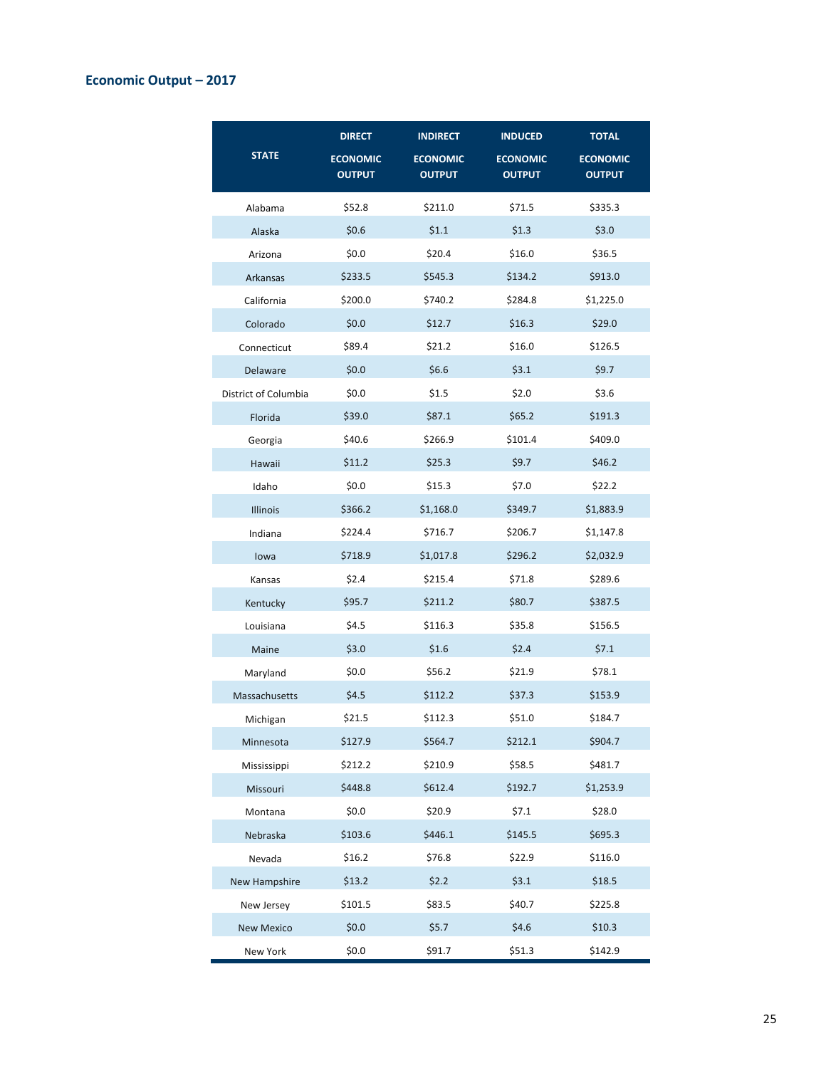## Economic Output – 2017

| STATE | DIRECT ECONOMIC OUTPUT | INDIRECT ECONOMIC OUTPUT | INDUCED ECONOMIC OUTPUT | TOTAL ECONOMIC OUTPUT |
|---|---|---|---|---|
| Alabama | $52.8 | $211.0 | $71.5 | $335.3 |
| Alaska | $0.6 | $1.1 | $1.3 | $3.0 |
| Arizona | $0.0 | $20.4 | $16.0 | $36.5 |
| Arkansas | $233.5 | $545.3 | $134.2 | $913.0 |
| California | $200.0 | $740.2 | $284.8 | $1,225.0 |
| Colorado | $0.0 | $12.7 | $16.3 | $29.0 |
| Connecticut | $89.4 | $21.2 | $16.0 | $126.5 |
| Delaware | $0.0 | $6.6 | $3.1 | $9.7 |
| District of Columbia | $0.0 | $1.5 | $2.0 | $3.6 |
| Florida | $39.0 | $87.1 | $65.2 | $191.3 |
| Georgia | $40.6 | $266.9 | $101.4 | $409.0 |
| Hawaii | $11.2 | $25.3 | $9.7 | $46.2 |
| Idaho | $0.0 | $15.3 | $7.0 | $22.2 |
| Illinois | $366.2 | $1,168.0 | $349.7 | $1,883.9 |
| Indiana | $224.4 | $716.7 | $206.7 | $1,147.8 |
| Iowa | $718.9 | $1,017.8 | $296.2 | $2,032.9 |
| Kansas | $2.4 | $215.4 | $71.8 | $289.6 |
| Kentucky | $95.7 | $211.2 | $80.7 | $387.5 |
| Louisiana | $4.5 | $116.3 | $35.8 | $156.5 |
| Maine | $3.0 | $1.6 | $2.4 | $7.1 |
| Maryland | $0.0 | $56.2 | $21.9 | $78.1 |
| Massachusetts | $4.5 | $112.2 | $37.3 | $153.9 |
| Michigan | $21.5 | $112.3 | $51.0 | $184.7 |
| Minnesota | $127.9 | $564.7 | $212.1 | $904.7 |
| Mississippi | $212.2 | $210.9 | $58.5 | $481.7 |
| Missouri | $448.8 | $612.4 | $192.7 | $1,253.9 |
| Montana | $0.0 | $20.9 | $7.1 | $28.0 |
| Nebraska | $103.6 | $446.1 | $145.5 | $695.3 |
| Nevada | $16.2 | $76.8 | $22.9 | $116.0 |
| New Hampshire | $13.2 | $2.2 | $3.1 | $18.5 |
| New Jersey | $101.5 | $83.5 | $40.7 | $225.8 |
| New Mexico | $0.0 | $5.7 | $4.6 | $10.3 |
| New York | $0.0 | $91.7 | $51.3 | $142.9 |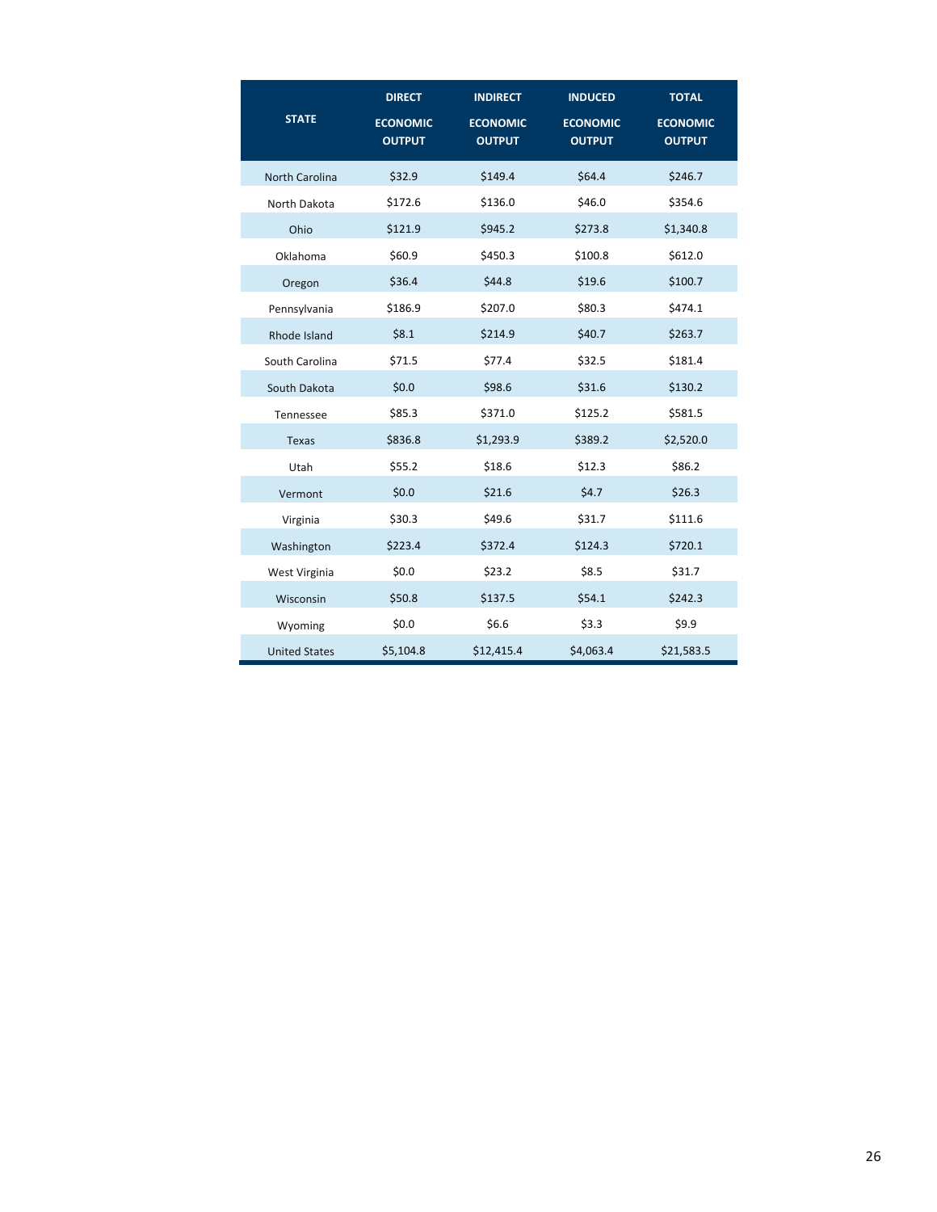| STATE | DIRECT ECONOMIC OUTPUT | INDIRECT ECONOMIC OUTPUT | INDUCED ECONOMIC OUTPUT | TOTAL ECONOMIC OUTPUT |
|---|---|---|---|---|
| North Carolina | $32.9 | $149.4 | $64.4 | $246.7 |
| North Dakota | $172.6 | $136.0 | $46.0 | $354.6 |
| Ohio | $121.9 | $945.2 | $273.8 | $1,340.8 |
| Oklahoma | $60.9 | $450.3 | $100.8 | $612.0 |
| Oregon | $36.4 | $44.8 | $19.6 | $100.7 |
| Pennsylvania | $186.9 | $207.0 | $80.3 | $474.1 |
| Rhode Island | $8.1 | $214.9 | $40.7 | $263.7 |
| South Carolina | $71.5 | $77.4 | $32.5 | $181.4 |
| South Dakota | $0.0 | $98.6 | $31.6 | $130.2 |
| Tennessee | $85.3 | $371.0 | $125.2 | $581.5 |
| Texas | $836.8 | $1,293.9 | $389.2 | $2,520.0 |
| Utah | $55.2 | $18.6 | $12.3 | $86.2 |
| Vermont | $0.0 | $21.6 | $4.7 | $26.3 |
| Virginia | $30.3 | $49.6 | $31.7 | $111.6 |
| Washington | $223.4 | $372.4 | $124.3 | $720.1 |
| West Virginia | $0.0 | $23.2 | $8.5 | $31.7 |
| Wisconsin | $50.8 | $137.5 | $54.1 | $242.3 |
| Wyoming | $0.0 | $6.6 | $3.3 | $9.9 |
| United States | $5,104.8 | $12,415.4 | $4,063.4 | $21,583.5 |